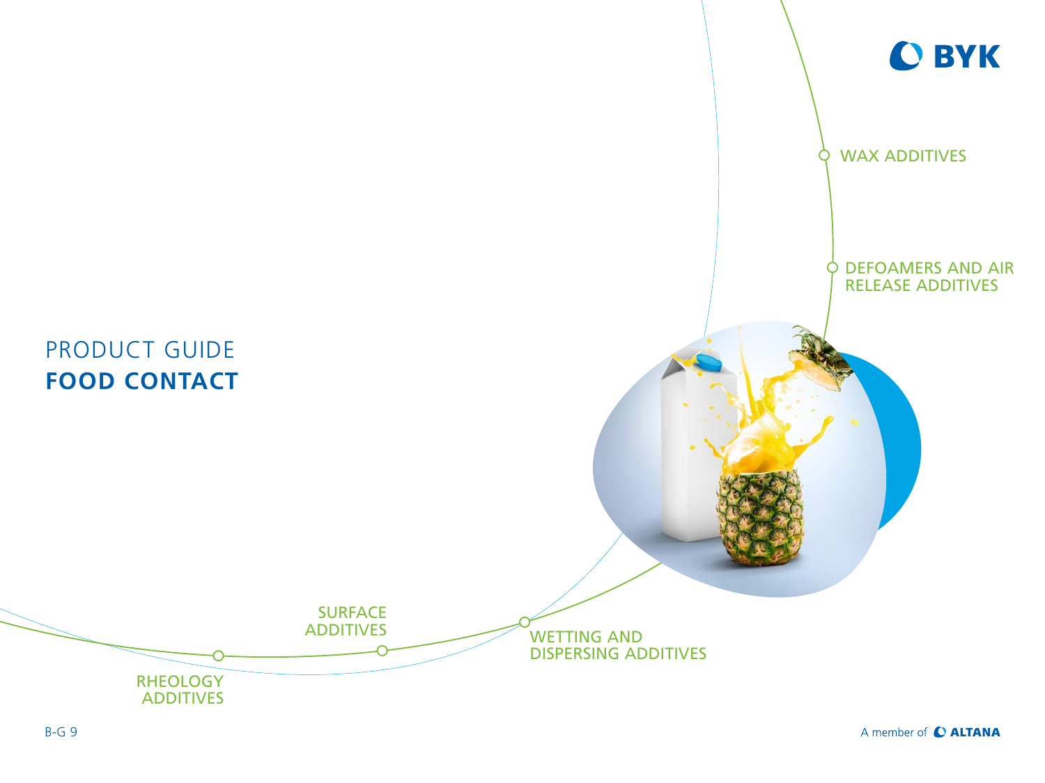# PRODUCT GUIDE
# FOOD CONTACT

WAX ADDITIVES

DEFOAMERS AND AIR RELEASE ADDITIVES

SURFACE ADDITIVES

RHEOLOGY ADDITIVES

WETTING AND DISPERSING ADDITIVES

B-G 9

A member of ALTANA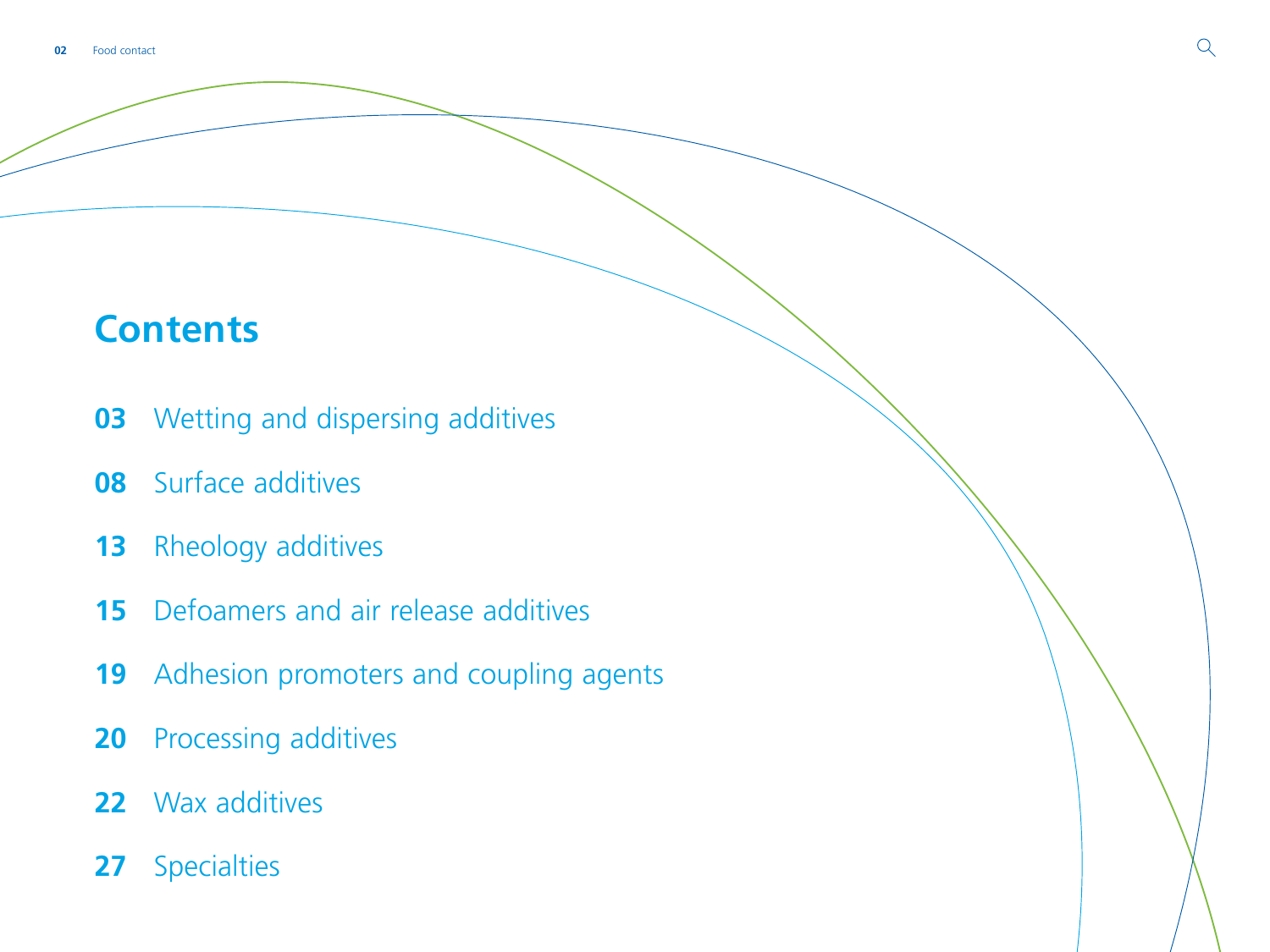# Contents

**03** Wetting and dispersing additives

**08** Surface additives

**13** Rheology additives

**15** Defoamers and air release additives

**19** Adhesion promoters and coupling agents

**20** Processing additives

**22** Wax additives

**27** Specialties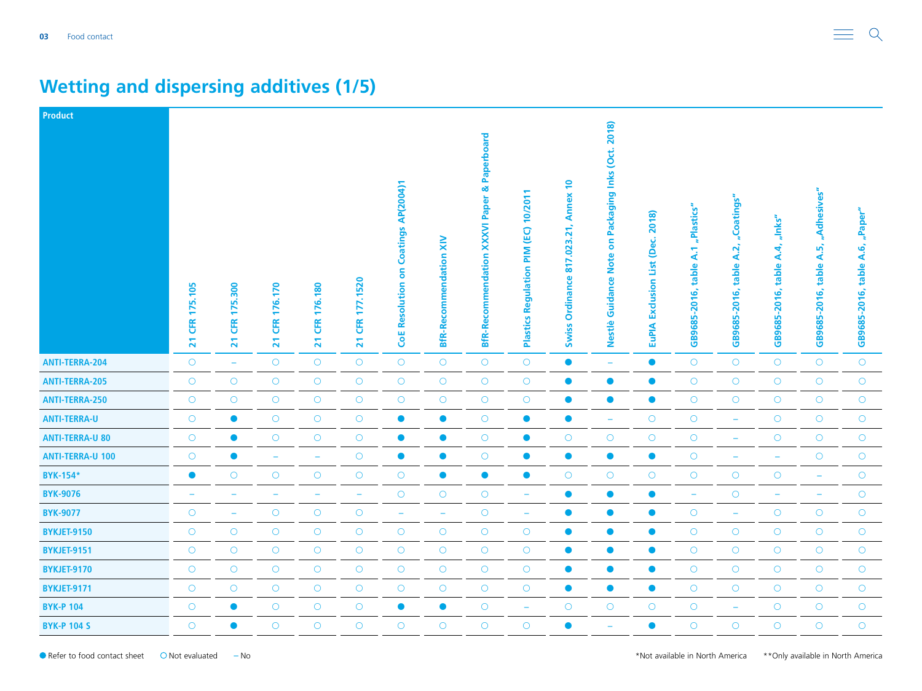# Wetting and dispersing additives (1/5)

| Product | 21 CFR 175.105 | 21 CFR 175.300 | 21 CFR 176.170 | 21 CFR 176.180 | 21 CFR 177.1520 | CoE Resolution on Coatings AP(2004)1 | BfR-Recommendation XIV | BfR-Recommendation XXXVI Paper & Paperboard | Plastics Regulation PIM (EC) 10/2011 | Swiss Ordinance 817.023.21, Annex 10 | Nestlè Guidance Note on Packaging Inks (Oct. 2018) | EuPIA Exclusion List (Dec. 2018) | GB9685-2016, table A.1 „Plastics" | GB9685-2016, table A.2, „Coatings" | GB9685-2016, table A.4, „Inks" | GB9685-2016, table A.5, „Adhesives" | GB9685-2016, table A.6, „Paper" |
|---|---|---|---|---|---|---|---|---|---|---|---|---|---|---|---|---|---|
| ANTI-TERRA-204 | ○ | – | ○ | ○ | ○ | ○ | ○ | ○ | ○ | ● | – | ● | ○ | ○ | ○ | ○ | ○ |
| ANTI-TERRA-205 | ○ | ○ | ○ | ○ | ○ | ○ | ○ | ○ | ○ | ● | ● | ● | ○ | ○ | ○ | ○ | ○ |
| ANTI-TERRA-250 | ○ | ○ | ○ | ○ | ○ | ○ | ○ | ○ | ○ | ● | ● | ● | ○ | ○ | ○ | ○ | ○ |
| ANTI-TERRA-U | ○ | ● | ○ | ○ | ○ | ● | ● | ○ | ● | ● | – | ○ | ○ | – | ○ | ○ | ○ |
| ANTI-TERRA-U 80 | ○ | ● | ○ | ○ | ○ | ● | ● | ○ | ● | ○ | ○ | ○ | ○ | – | ○ | ○ | ○ |
| ANTI-TERRA-U 100 | ○ | ● | – | – | ○ | ● | ● | ○ | ● | ● | ● | ● | ○ | – | – | ○ | ○ |
| BYK-154* | ● | ○ | ○ | ○ | ○ | ○ | ● | ● | ● | ○ | ○ | ○ | ○ | ○ | ○ | – | ○ |
| BYK-9076 | – | – | – | – | – | ○ | ○ | ○ | – | ● | ● | ● | – | ○ | – | – | ○ |
| BYK-9077 | ○ | – | ○ | ○ | ○ | – | – | ○ | – | ● | ● | ● | ○ | – | ○ | ○ | ○ |
| BYKJET-9150 | ○ | ○ | ○ | ○ | ○ | ○ | ○ | ○ | ○ | ● | ● | ● | ○ | ○ | ○ | ○ | ○ |
| BYKJET-9151 | ○ | ○ | ○ | ○ | ○ | ○ | ○ | ○ | ○ | ● | ● | ● | ○ | ○ | ○ | ○ | ○ |
| BYKJET-9170 | ○ | ○ | ○ | ○ | ○ | ○ | ○ | ○ | ○ | ● | ● | ● | ○ | ○ | ○ | ○ | ○ |
| BYKJET-9171 | ○ | ○ | ○ | ○ | ○ | ○ | ○ | ○ | ○ | ● | ● | ● | ○ | ○ | ○ | ○ | ○ |
| BYK-P 104 | ○ | ● | ○ | ○ | ○ | ● | ● | ○ | – | ○ | ○ | ○ | ○ | – | ○ | ○ | ○ |
| BYK-P 104 S | ○ | ● | ○ | ○ | ○ | ○ | ○ | ○ | ○ | ● | – | ● | ○ | ○ | ○ | ○ | ○ |

● Refer to food contact sheet ○ Not evaluated – No

*Not available in North America **Only available in North America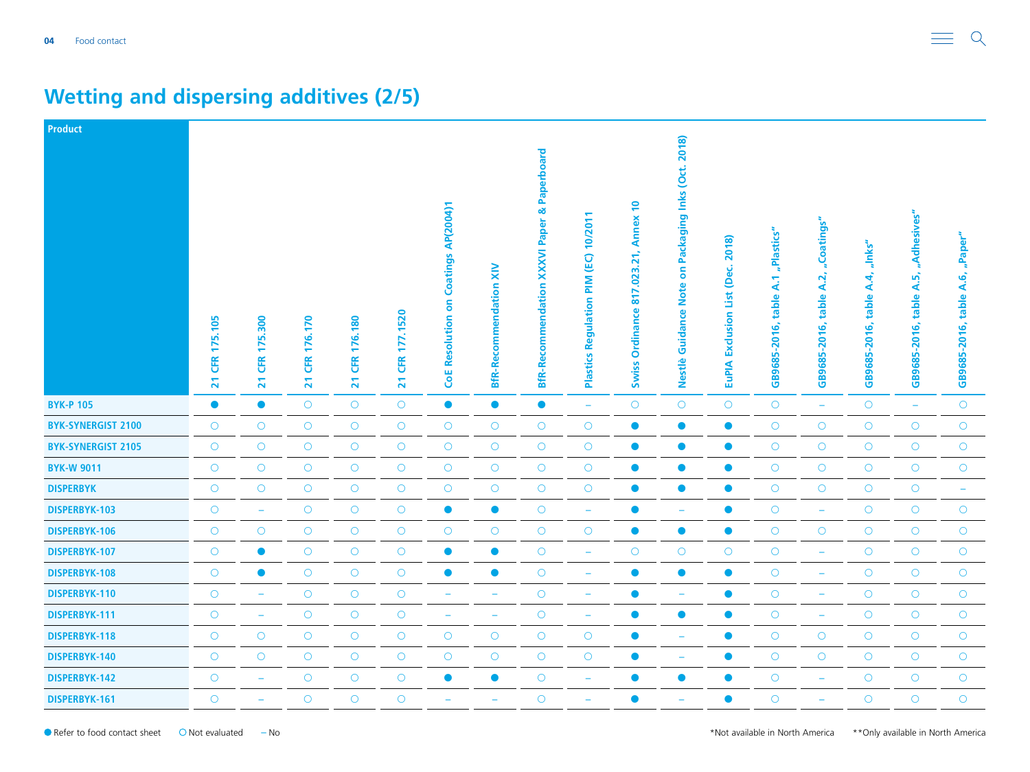## Wetting and dispersing additives (2/5)

| Product | 21 CFR 175.105 | 21 CFR 175.300 | 21 CFR 176.170 | 21 CFR 176.180 | 21 CFR 177.1520 | CoE Resolution on Coatings AP(2004)1 | BfR-Recommendation XIV | BfR-Recommendation XXXVI Paper & Paperboard | Plastics Regulation PIM (EC) 10/2011 | Swiss Ordinance 817.023.21, Annex 10 | Nestlè Guidance Note on Packaging Inks (Oct. 2018) | EuPIA Exclusion List (Dec. 2018) | GB9685-2016, table A.1 „Plastics" | GB9685-2016, table A.2, „Coatings" | GB9685-2016, table A.4, „Inks" | GB9685-2016, table A.5, „Adhesives" | GB9685-2016, table A.6, „Paper" |
|---|---|---|---|---|---|---|---|---|---|---|---|---|---|---|---|---|---|
| BYK-P 105 | ● | ● | ○ | ○ | ○ | ● | ● | ● | – | ○ | ○ | ○ | ○ | – | ○ | – | ○ |
| BYK-SYNERGIST 2100 | ○ | ○ | ○ | ○ | ○ | ○ | ○ | ○ | ○ | ● | ● | ● | ○ | ○ | ○ | ○ | ○ |
| BYK-SYNERGIST 2105 | ○ | ○ | ○ | ○ | ○ | ○ | ○ | ○ | ○ | ● | ● | ● | ○ | ○ | ○ | ○ | ○ |
| BYK-W 9011 | ○ | ○ | ○ | ○ | ○ | ○ | ○ | ○ | ○ | ● | ● | ● | ○ | ○ | ○ | ○ | ○ |
| DISPERBYK | ○ | ○ | ○ | ○ | ○ | ○ | ○ | ○ | ○ | ● | ● | ● | ○ | ○ | ○ | ○ | – |
| DISPERBYK-103 | ○ | – | ○ | ○ | ○ | ● | ● | ○ | – | ● | – | ● | ○ | – | ○ | ○ | ○ |
| DISPERBYK-106 | ○ | ○ | ○ | ○ | ○ | ○ | ○ | ○ | ○ | ● | ● | ● | ○ | ○ | ○ | ○ | ○ |
| DISPERBYK-107 | ○ | ● | ○ | ○ | ○ | ● | ● | ○ | – | ○ | ○ | ○ | ○ | – | ○ | ○ | ○ |
| DISPERBYK-108 | ○ | ● | ○ | ○ | ○ | ● | ● | ○ | – | ● | ● | ● | ○ | – | ○ | ○ | ○ |
| DISPERBYK-110 | ○ | – | ○ | ○ | ○ | – | – | ○ | – | ● | – | ● | ○ | – | ○ | ○ | ○ |
| DISPERBYK-111 | ○ | – | ○ | ○ | ○ | – | – | ○ | – | ● | ● | ● | ○ | – | ○ | ○ | ○ |
| DISPERBYK-118 | ○ | ○ | ○ | ○ | ○ | ○ | ○ | ○ | ○ | ● | – | ● | ○ | ○ | ○ | ○ | ○ |
| DISPERBYK-140 | ○ | ○ | ○ | ○ | ○ | ○ | ○ | ○ | ○ | ● | – | ● | ○ | ○ | ○ | ○ | ○ |
| DISPERBYK-142 | ○ | – | ○ | ○ | ○ | ● | ● | ○ | – | ● | ● | ● | ○ | – | ○ | ○ | ○ |
| DISPERBYK-161 | ○ | – | ○ | ○ | ○ | – | – | ○ | – | ● | – | ● | ○ | – | ○ | ○ | ○ |

● Refer to food contact sheet ○ Not evaluated – No

*Not available in North America **Only available in North America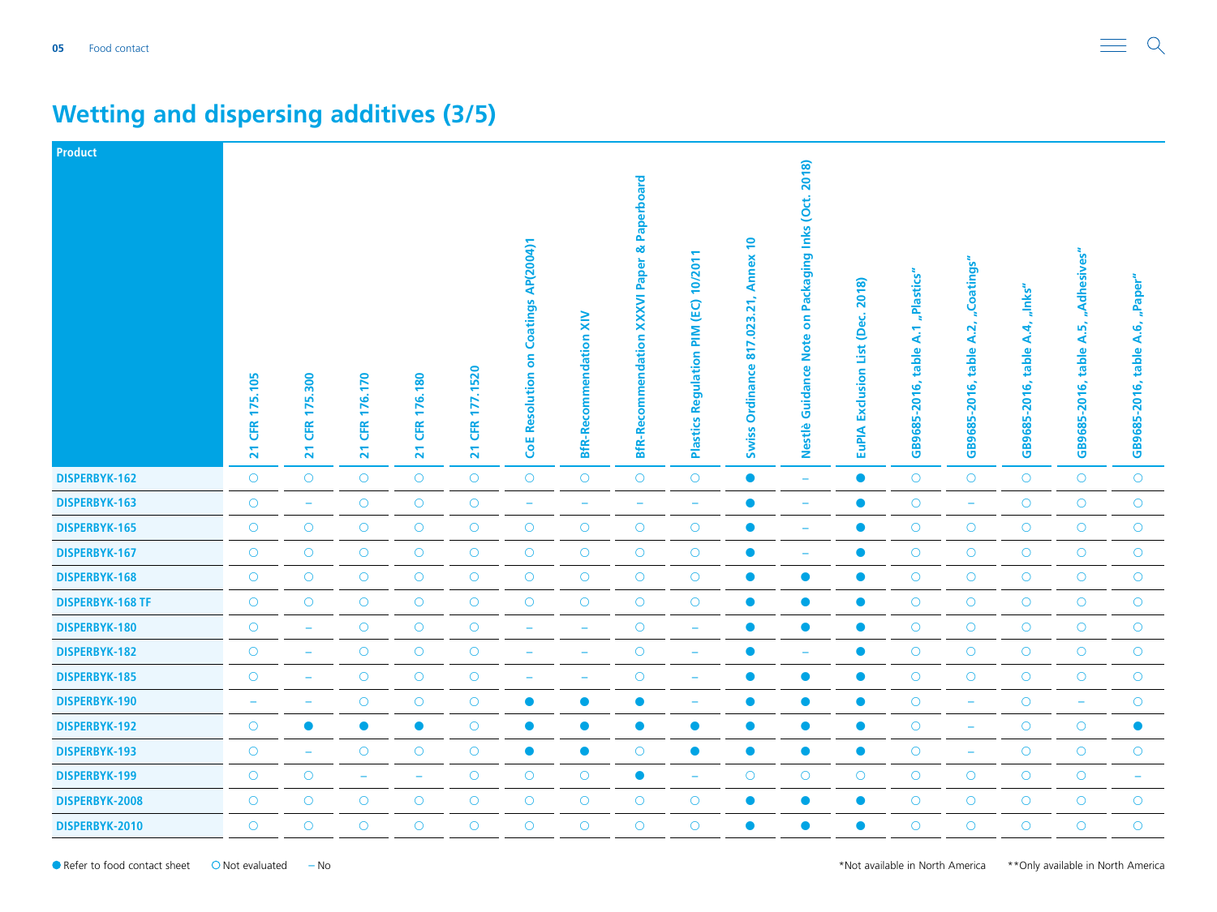## Wetting and dispersing additives (3/5)

| Product | 21 CFR 175.105 | 21 CFR 175.300 | 21 CFR 176.170 | 21 CFR 176.180 | 21 CFR 177.1520 | CoE Resolution on Coatings AP(2004)1 | BfR-Recommendation XIV | BfR-Recommendation XXXVI Paper & Paperboard | Plastics Regulation PIM (EC) 10/2011 | Swiss Ordinance 817.023.21, Annex 10 | Nestlè Guidance Note on Packaging Inks (Oct. 2018) | EuPIA Exclusion List (Dec. 2018) | GB9685-2016, table A.1 „Plastics" | GB9685-2016, table A.2, „Coatings" | GB9685-2016, table A.4, „Inks" | GB9685-2016, table A.5, „Adhesives" | GB9685-2016, table A.6, „Paper" |
|---|---|---|---|---|---|---|---|---|---|---|---|---|---|---|---|---|---|
| DISPERBYK-162 | ○ | ○ | ○ | ○ | ○ | ○ | ○ | ○ | ○ | ● | – | ● | ○ | ○ | ○ | ○ | ○ |
| DISPERBYK-163 | ○ | – | ○ | ○ | ○ | – | – | – | – | ● | – | ● | ○ | – | ○ | ○ | ○ |
| DISPERBYK-165 | ○ | ○ | ○ | ○ | ○ | ○ | ○ | ○ | ○ | ● | – | ● | ○ | ○ | ○ | ○ | ○ |
| DISPERBYK-167 | ○ | ○ | ○ | ○ | ○ | ○ | ○ | ○ | ○ | ● | – | ● | ○ | ○ | ○ | ○ | ○ |
| DISPERBYK-168 | ○ | ○ | ○ | ○ | ○ | ○ | ○ | ○ | ○ | ● | ● | ● | ○ | ○ | ○ | ○ | ○ |
| DISPERBYK-168 TF | ○ | ○ | ○ | ○ | ○ | ○ | ○ | ○ | ○ | ● | ● | ● | ○ | ○ | ○ | ○ | ○ |
| DISPERBYK-180 | ○ | – | ○ | ○ | ○ | – | – | ○ | – | ● | ● | ● | ○ | ○ | ○ | ○ | ○ |
| DISPERBYK-182 | ○ | – | ○ | ○ | ○ | – | – | ○ | – | ● | – | ● | ○ | ○ | ○ | ○ | ○ |
| DISPERBYK-185 | ○ | – | ○ | ○ | ○ | – | – | ○ | – | ● | ● | ● | ○ | ○ | ○ | ○ | ○ |
| DISPERBYK-190 | – | – | ○ | ○ | ○ | ● | ● | ● | – | ● | ● | ● | ○ | – | ○ | – | ○ |
| DISPERBYK-192 | ○ | ● | ● | ● | ○ | ● | ● | ● | ● | ● | ● | ● | ○ | – | ○ | ○ | ● |
| DISPERBYK-193 | ○ | – | ○ | ○ | ○ | ● | ● | ○ | ● | ● | ● | ● | ○ | – | ○ | ○ | ○ |
| DISPERBYK-199 | ○ | ○ | – | – | ○ | ○ | ○ | ● | – | ○ | ○ | ○ | ○ | ○ | ○ | ○ | – |
| DISPERBYK-2008 | ○ | ○ | ○ | ○ | ○ | ○ | ○ | ○ | ○ | ● | ● | ● | ○ | ○ | ○ | ○ | ○ |
| DISPERBYK-2010 | ○ | ○ | ○ | ○ | ○ | ○ | ○ | ○ | ○ | ● | ● | ● | ○ | ○ | ○ | ○ | ○ |

● Refer to food contact sheet ○ Not evaluated – No

*Not available in North America **Only available in North America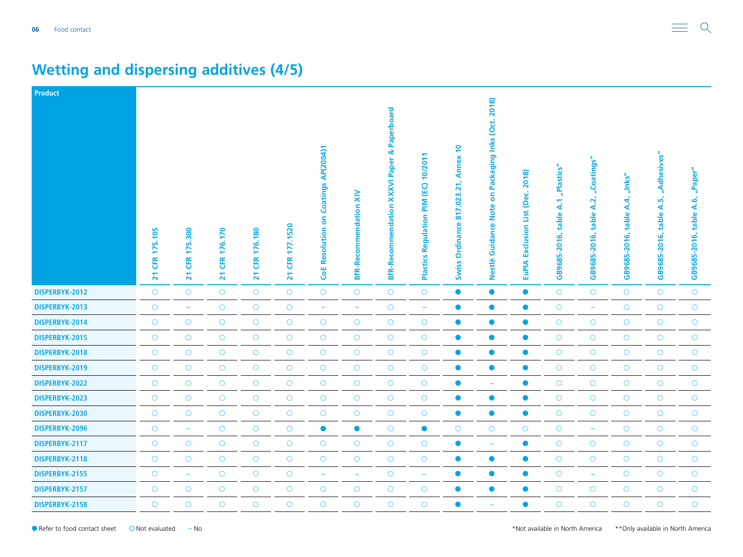# Wetting and dispersing additives (4/5)

| Product | 21 CFR 175.105 | 21 CFR 175.300 | 21 CFR 176.170 | 21 CFR 176.180 | 21 CFR 177.1520 | CoE Resolution on Coatings AP(2004)1 | BfR-Recommendation XIV | BfR-Recommendation XXXVI Paper & Paperboard | Plastics Regulation PIM (EC) 10/2011 | Swiss Ordinance 817.023.21, Annex 10 | Nestlè Guidance Note on Packaging Inks (Oct. 2018) | EuPIA Exclusion List (Dec. 2018) | GB9685-2016, table A.1 „Plastics" | GB9685-2016, table A.2, „Coatings" | GB9685-2016, table A.4, „Inks" | GB9685-2016, table A.5, „Adhesives" | GB9685-2016, table A.6, „Paper" |
|---|---|---|---|---|---|---|---|---|---|---|---|---|---|---|---|---|---|
| DISPERBYK-2012 | ○ | ○ | ○ | ○ | ○ | ○ | ○ | ○ | ○ | ● | ● | ● | ○ | ○ | ○ | ○ | ○ |
| DISPERBYK-2013 | ○ | – | ○ | ○ | ○ | – | – | ○ | – | ● | ● | ● | ○ | – | ○ | ○ | ○ |
| DISPERBYK-2014 | ○ | ○ | ○ | ○ | ○ | ○ | ○ | ○ | ○ | ● | ● | ● | ○ | ○ | ○ | ○ | ○ |
| DISPERBYK-2015 | ○ | ○ | ○ | ○ | ○ | ○ | ○ | ○ | ○ | ● | ● | ● | ○ | ○ | ○ | ○ | ○ |
| DISPERBYK-2018 | ○ | ○ | ○ | ○ | ○ | ○ | ○ | ○ | ○ | ● | ● | ● | ○ | ○ | ○ | ○ | ○ |
| DISPERBYK-2019 | ○ | ○ | ○ | ○ | ○ | ○ | ○ | ○ | ○ | ● | ● | ● | ○ | ○ | ○ | ○ | ○ |
| DISPERBYK-2022 | ○ | ○ | ○ | ○ | ○ | ○ | ○ | ○ | ○ | ● | – | ● | ○ | ○ | ○ | ○ | ○ |
| DISPERBYK-2023 | ○ | ○ | ○ | ○ | ○ | ○ | ○ | ○ | ○ | ● | ● | ● | ○ | ○ | ○ | ○ | ○ |
| DISPERBYK-2030 | ○ | ○ | ○ | ○ | ○ | ○ | ○ | ○ | ○ | ● | ● | ● | ○ | ○ | ○ | ○ | ○ |
| DISPERBYK-2096 | ○ | – | ○ | ○ | ○ | ● | ● | ○ | ● | ○ | ○ | ○ | ○ | – | ○ | ○ | ○ |
| DISPERBYK-2117 | ○ | ○ | ○ | ○ | ○ | ○ | ○ | ○ | ○ | ● | – | ● | ○ | ○ | ○ | ○ | ○ |
| DISPERBYK-2118 | ○ | ○ | ○ | ○ | ○ | ○ | ○ | ○ | ○ | ● | ● | ● | ○ | ○ | ○ | ○ | ○ |
| DISPERBYK-2155 | ○ | – | ○ | ○ | ○ | – | – | ○ | – | ● | ● | ● | ○ | – | ○ | ○ | ○ |
| DISPERBYK-2157 | ○ | ○ | ○ | ○ | ○ | ○ | ○ | ○ | ○ | ● | ● | ● | ○ | ○ | ○ | ○ | ○ |
| DISPERBYK-2158 | ○ | ○ | ○ | ○ | ○ | ○ | ○ | ○ | ○ | ● | – | ● | ○ | ○ | ○ | ○ | ○ |

● Refer to food contact sheet ○ Not evaluated – No

*Not available in North America **Only available in North America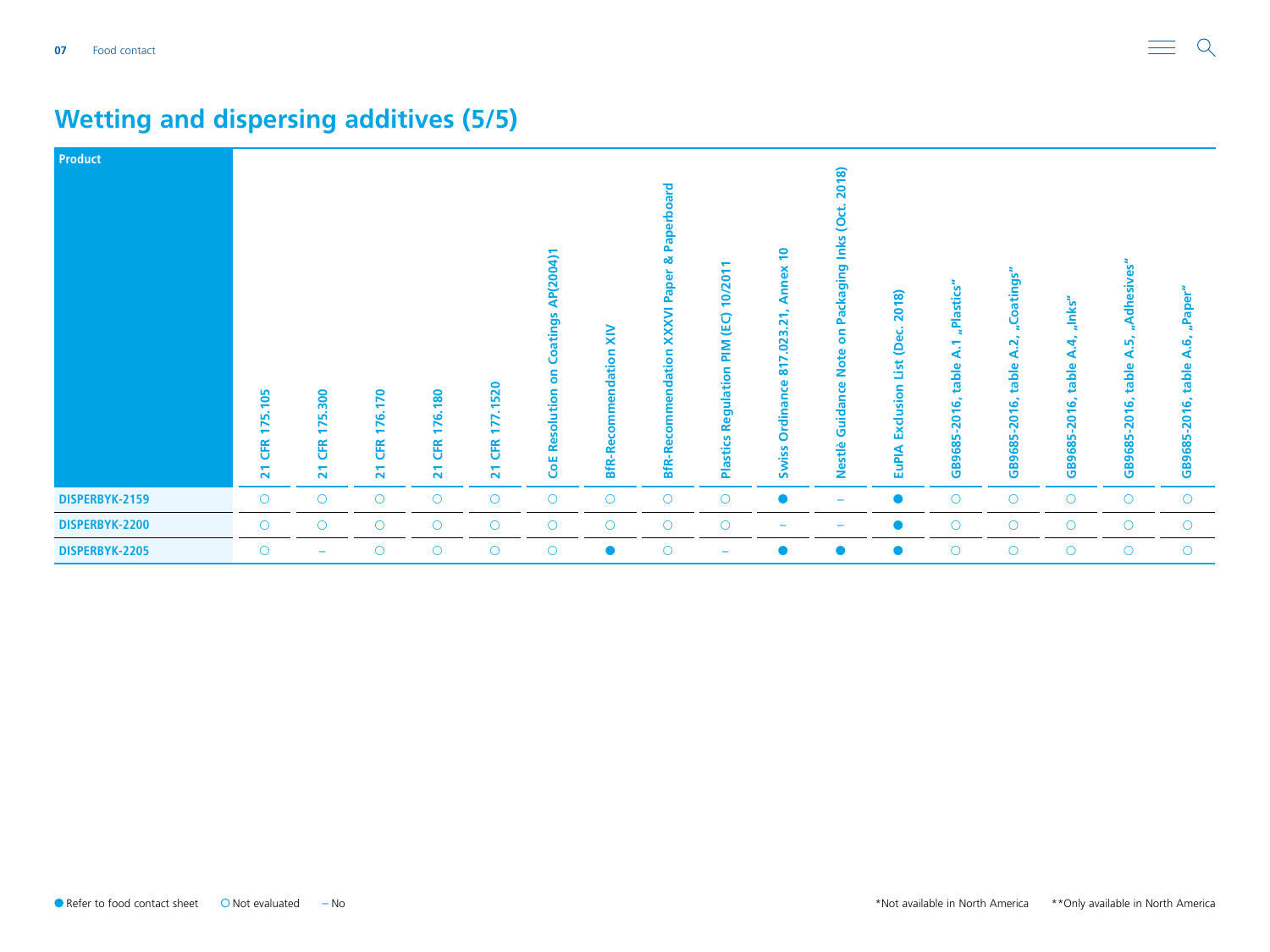## Wetting and dispersing additives (5/5)

| Product | 21 CFR 175.105 | 21 CFR 175.300 | 21 CFR 176.170 | 21 CFR 176.180 | 21 CFR 177.1520 | CoE Resolution on Coatings AP(2004)1 | BfR-Recommendation XIV | BfR-Recommendation XXXVI Paper & Paperboard | Plastics Regulation PIM (EC) 10/2011 | Swiss Ordinance 817.023.21, Annex 10 | Nestlè Guidance Note on Packaging Inks (Oct. 2018) | EuPIA Exclusion List (Dec. 2018) | GB9685-2016, table A.1 „Plastics" | GB9685-2016, table A.2, „Coatings" | GB9685-2016, table A.4, „Inks" | GB9685-2016, table A.5, „Adhesives" | GB9685-2016, table A.6, „Paper" |
|---|---|---|---|---|---|---|---|---|---|---|---|---|---|---|---|---|---|
| DISPERBYK-2159 | ○ | ○ | ○ | ○ | ○ | ○ | ○ | ○ | ○ | ● | – | ● | ○ | ○ | ○ | ○ | ○ |
| DISPERBYK-2200 | ○ | ○ | ○ | ○ | ○ | ○ | ○ | ○ | ○ | – | – | ● | ○ | ○ | ○ | ○ | ○ |
| DISPERBYK-2205 | ○ | – | ○ | ○ | ○ | ○ | ● | ○ | – | ● | ● | ● | ○ | ○ | ○ | ○ | ○ |

● Refer to food contact sheet ○ Not evaluated – No

*Not available in North America **Only available in North America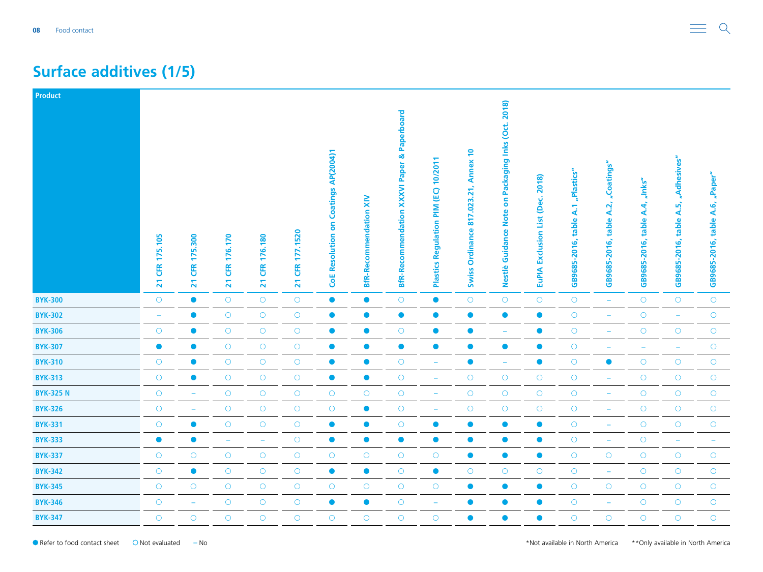# Surface additives (1/5)

| Product | 21 CFR 175.105 | 21 CFR 175.300 | 21 CFR 176.170 | 21 CFR 176.180 | 21 CFR 177.1520 | CoE Resolution on Coatings AP(2004)1 | BfR-Recommendation XIV | BfR-Recommendation XXXVI Paper & Paperboard | Plastics Regulation PIM (EC) 10/2011 | Swiss Ordinance 817.023.21, Annex 10 | Nestlè Guidance Note on Packaging Inks (Oct. 2018) | EuPIA Exclusion List (Dec. 2018) | GB9685-2016, table A.1 „Plastics" | GB9685-2016, table A.2, „Coatings" | GB9685-2016, table A.4, „Inks" | GB9685-2016, table A.5, „Adhesives" | GB9685-2016, table A.6, „Paper" |
|---|---|---|---|---|---|---|---|---|---|---|---|---|---|---|---|---|---|
| BYK-300 | ○ | ● | ○ | ○ | ○ | ● | ● | ○ | ● | ○ | ○ | ○ | ○ | – | ○ | ○ | ○ |
| BYK-302 | – | ● | ○ | ○ | ○ | ● | ● | ● | ● | ● | ● | ● | ○ | – | ○ | – | ○ |
| BYK-306 | ○ | ● | ○ | ○ | ○ | ● | ● | ○ | ● | ● | – | ● | ○ | – | ○ | ○ | ○ |
| BYK-307 | ● | ● | ○ | ○ | ○ | ● | ● | ● | ● | ● | ● | ● | ○ | – | – | – | ○ |
| BYK-310 | ○ | ● | ○ | ○ | ○ | ● | ● | ○ | – | ● | – | ● | ○ | ● | ○ | ○ | ○ |
| BYK-313 | ○ | ● | ○ | ○ | ○ | ● | ● | ○ | – | ○ | ○ | ○ | ○ | – | ○ | ○ | ○ |
| BYK-325 N | ○ | – | ○ | ○ | ○ | ○ | ○ | ○ | – | ○ | ○ | ○ | ○ | – | ○ | ○ | ○ |
| BYK-326 | ○ | – | ○ | ○ | ○ | ○ | ● | ○ | – | ○ | ○ | ○ | ○ | – | ○ | ○ | ○ |
| BYK-331 | ○ | ● | ○ | ○ | ○ | ● | ● | ○ | ● | ● | ● | ● | ○ | – | ○ | ○ | ○ |
| BYK-333 | ● | ● | – | – | ○ | ● | ● | ● | ● | ● | ● | ● | ○ | – | ○ | – | – |
| BYK-337 | ○ | ○ | ○ | ○ | ○ | ○ | ○ | ○ | ○ | ● | ● | ● | ○ | ○ | ○ | ○ | ○ |
| BYK-342 | ○ | ● | ○ | ○ | ○ | ● | ● | ○ | ● | ○ | ○ | ○ | ○ | – | ○ | ○ | ○ |
| BYK-345 | ○ | ○ | ○ | ○ | ○ | ○ | ○ | ○ | ○ | ● | ● | ● | ○ | ○ | ○ | ○ | ○ |
| BYK-346 | ○ | – | ○ | ○ | ○ | ● | ● | ○ | – | ● | ● | ● | ○ | – | ○ | ○ | ○ |
| BYK-347 | ○ | ○ | ○ | ○ | ○ | ○ | ○ | ○ | ○ | ● | ● | ● | ○ | ○ | ○ | ○ | ○ |

● Refer to food contact sheet ○ Not evaluated – No

*Not available in North America **Only available in North America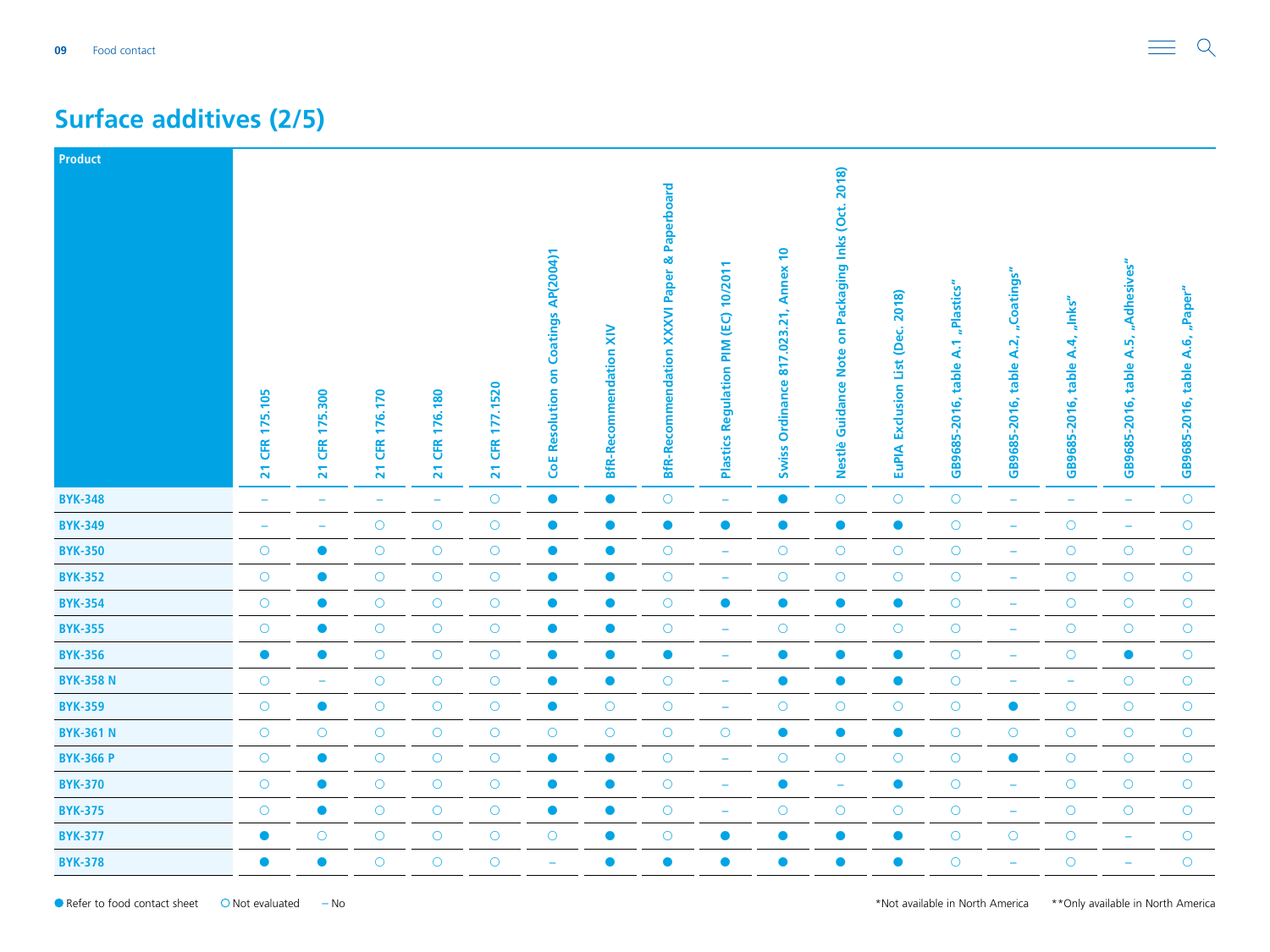## Surface additives (2/5)

| Product | 21 CFR 175.105 | 21 CFR 175.300 | 21 CFR 176.170 | 21 CFR 176.180 | 21 CFR 177.1520 | CoE Resolution on Coatings AP(2004)1 | BfR-Recommendation XIV | BfR-Recommendation XXXVI Paper & Paperboard | Plastics Regulation PIM (EC) 10/2011 | Swiss Ordinance 817.023.21, Annex 10 | Nestlé Guidance Note on Packaging Inks (Oct. 2018) | EuPIA Exclusion List (Dec. 2018) | GB9685-2016, table A.1 „Plastics" | GB9685-2016, table A.2, „Coatings" | GB9685-2016, table A.4, „Inks" | GB9685-2016, table A.5, „Adhesives" | GB9685-2016, table A.6, „Paper" |
|---|---|---|---|---|---|---|---|---|---|---|---|---|---|---|---|---|---|
| BYK-348 | – | – | – | – | ○ | ● | ● | ○ | – | ● | ○ | ○ | ○ | – | – | – | ○ |
| BYK-349 | – | – | ○ | ○ | ○ | ● | ● | ● | ● | ● | ● | ● | ○ | – | ○ | – | ○ |
| BYK-350 | ○ | ● | ○ | ○ | ○ | ● | ● | ○ | – | ○ | ○ | ○ | ○ | – | ○ | ○ | ○ |
| BYK-352 | ○ | ● | ○ | ○ | ○ | ● | ● | ○ | – | ○ | ○ | ○ | ○ | – | ○ | ○ | ○ |
| BYK-354 | ○ | ● | ○ | ○ | ○ | ● | ● | ○ | ● | ● | ● | ● | ○ | – | ○ | ○ | ○ |
| BYK-355 | ○ | ● | ○ | ○ | ○ | ● | ● | ○ | – | ○ | ○ | ○ | ○ | – | ○ | ○ | ○ |
| BYK-356 | ● | ● | ○ | ○ | ○ | ● | ● | ● | – | ● | ● | ● | ○ | – | ○ | ● | ○ |
| BYK-358 N | ○ | – | ○ | ○ | ○ | ● | ● | ○ | – | ● | ● | ● | ○ | – | – | ○ | ○ |
| BYK-359 | ○ | ● | ○ | ○ | ○ | ● | ○ | ○ | – | ○ | ○ | ○ | ○ | ● | ○ | ○ | ○ |
| BYK-361 N | ○ | ○ | ○ | ○ | ○ | ○ | ○ | ○ | ○ | ● | ● | ● | ○ | ○ | ○ | ○ | ○ |
| BYK-366 P | ○ | ● | ○ | ○ | ○ | ● | ● | ○ | – | ○ | ○ | ○ | ○ | ● | ○ | ○ | ○ |
| BYK-370 | ○ | ● | ○ | ○ | ○ | ● | ● | ○ | – | ● | – | ● | ○ | – | ○ | ○ | ○ |
| BYK-375 | ○ | ● | ○ | ○ | ○ | ● | ● | ○ | – | ○ | ○ | ○ | ○ | – | ○ | ○ | ○ |
| BYK-377 | ● | ○ | ○ | ○ | ○ | ○ | ● | ○ | ● | ● | ● | ● | ○ | ○ | ○ | – | ○ |
| BYK-378 | ● | ● | ○ | ○ | ○ | – | ● | ● | ● | ● | ● | ● | ○ | – | ○ | – | ○ |

● Refer to food contact sheet ○ Not evaluated – No

*Not available in North America **Only available in North America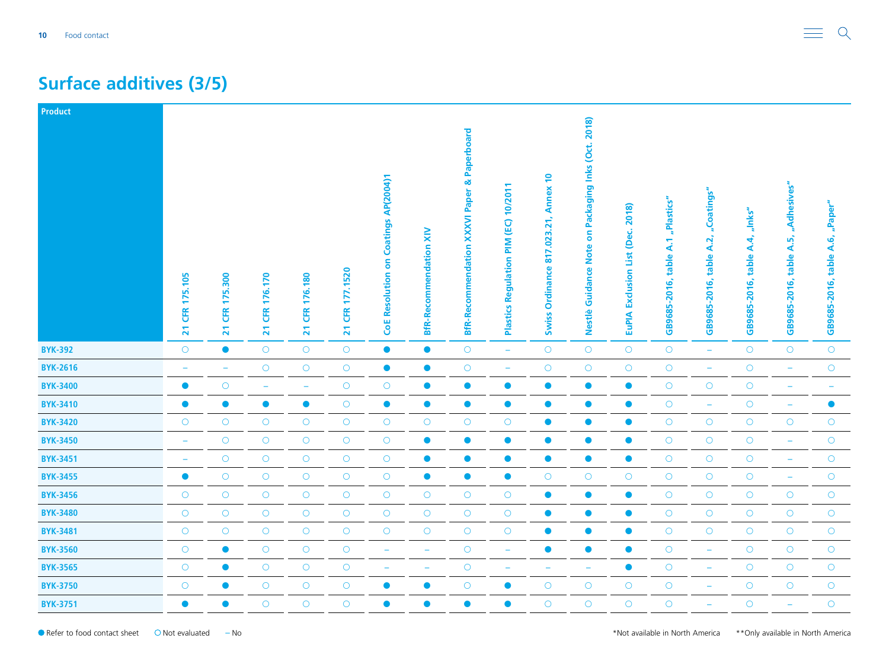## Surface additives (3/5)

| Product | 21 CFR 175.105 | 21 CFR 175.300 | 21 CFR 176.170 | 21 CFR 176.180 | 21 CFR 177.1520 | CoE Resolution on Coatings AP(2004)1 | BfR-Recommendation XIV | BfR-Recommendation XXXVI Paper & Paperboard | Plastics Regulation PIM (EC) 10/2011 | Swiss Ordinance 817.023.21, Annex 10 | Nestlè Guidance Note on Packaging Inks (Oct. 2018) | EuPIA Exclusion List (Dec. 2018) | GB9685-2016, table A.1 „Plastics" | GB9685-2016, table A.2, „Coatings" | GB9685-2016, table A.4, „Inks" | GB9685-2016, table A.5, „Adhesives" | GB9685-2016, table A.6, „Paper" |
|---|---|---|---|---|---|---|---|---|---|---|---|---|---|---|---|---|---|
| BYK-392 | ○ | ● | ○ | ○ | ○ | ● | ● | ○ | – | ○ | ○ | ○ | ○ | – | ○ | ○ | ○ |
| BYK-2616 | – | – | ○ | ○ | ○ | ● | ● | ○ | – | ○ | ○ | ○ | ○ | – | ○ | – | ○ |
| BYK-3400 | ● | ○ | – | – | ○ | ○ | ● | ● | ● | ● | ● | ● | ○ | ○ | ○ | – | – |
| BYK-3410 | ● | ● | ● | ● | ○ | ● | ● | ● | ● | ● | ● | ● | ○ | – | ○ | – | ● |
| BYK-3420 | ○ | ○ | ○ | ○ | ○ | ○ | ○ | ○ | ○ | ● | ● | ● | ○ | ○ | ○ | ○ | ○ |
| BYK-3450 | – | ○ | ○ | ○ | ○ | ○ | ● | ● | ● | ● | ● | ● | ○ | ○ | ○ | – | ○ |
| BYK-3451 | – | ○ | ○ | ○ | ○ | ○ | ● | ● | ● | ● | ● | ● | ○ | ○ | ○ | – | ○ |
| BYK-3455 | ● | ○ | ○ | ○ | ○ | ○ | ● | ● | ● | ○ | ○ | ○ | ○ | ○ | ○ | – | ○ |
| BYK-3456 | ○ | ○ | ○ | ○ | ○ | ○ | ○ | ○ | ○ | ● | ● | ● | ○ | ○ | ○ | ○ | ○ |
| BYK-3480 | ○ | ○ | ○ | ○ | ○ | ○ | ○ | ○ | ○ | ● | ● | ● | ○ | ○ | ○ | ○ | ○ |
| BYK-3481 | ○ | ○ | ○ | ○ | ○ | ○ | ○ | ○ | ○ | ● | ● | ● | ○ | ○ | ○ | ○ | ○ |
| BYK-3560 | ○ | ● | ○ | ○ | ○ | – | – | ○ | – | ● | ● | ● | ○ | – | ○ | ○ | ○ |
| BYK-3565 | ○ | ● | ○ | ○ | ○ | – | – | ○ | – | – | – | ● | ○ | – | ○ | ○ | ○ |
| BYK-3750 | ○ | ● | ○ | ○ | ○ | ● | ● | ○ | ● | ○ | ○ | ○ | ○ | – | ○ | ○ | ○ |
| BYK-3751 | ● | ● | ○ | ○ | ○ | ● | ● | ● | ● | ○ | ○ | ○ | ○ | – | ○ | – | ○ |

● Refer to food contact sheet ○ Not evaluated – No

*Not available in North America **Only available in North America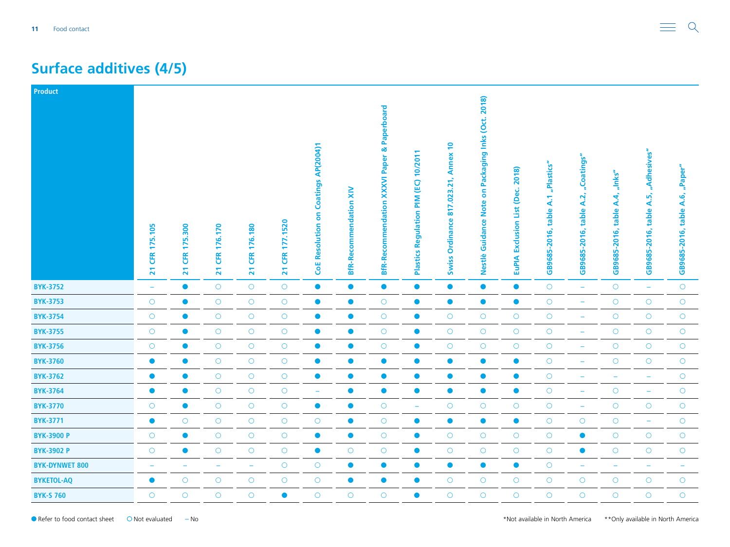## Surface additives (4/5)

| Product | 21 CFR 175.105 | 21 CFR 175.300 | 21 CFR 176.170 | 21 CFR 176.180 | 21 CFR 177.1520 | CoE Resolution on Coatings AP(2004)1 | BfR-Recommendation XIV | BfR-Recommendation XXXVI Paper & Paperboard | Plastics Regulation PIM (EC) 10/2011 | Swiss Ordinance 817.023.21, Annex 10 | Nestlè Guidance Note on Packaging Inks (Oct. 2018) | EuPIA Exclusion List (Dec. 2018) | GB9685-2016, table A.1 „Plastics" | GB9685-2016, table A.2, „Coatings" | GB9685-2016, table A.4, „Inks" | GB9685-2016, table A.5, „Adhesives" | GB9685-2016, table A.6, „Paper" |
|---|---|---|---|---|---|---|---|---|---|---|---|---|---|---|---|---|---|
| BYK-3752 | – | ● | ○ | ○ | ○ | ● | ● | ● | ● | ● | ● | ● | ○ | – | ○ | – | ○ |
| BYK-3753 | ○ | ● | ○ | ○ | ○ | ● | ● | ○ | ● | ● | ● | ● | ○ | – | ○ | ○ | ○ |
| BYK-3754 | ○ | ● | ○ | ○ | ○ | ● | ● | ○ | ● | ○ | ○ | ○ | ○ | – | ○ | ○ | ○ |
| BYK-3755 | ○ | ● | ○ | ○ | ○ | ● | ● | ○ | ● | ○ | ○ | ○ | ○ | – | ○ | ○ | ○ |
| BYK-3756 | ○ | ● | ○ | ○ | ○ | ● | ● | ○ | ● | ○ | ○ | ○ | ○ | – | ○ | ○ | ○ |
| BYK-3760 | ● | ● | ○ | ○ | ○ | ● | ● | ● | ● | ● | ● | ● | ○ | – | ○ | ○ | ○ |
| BYK-3762 | ● | ● | ○ | ○ | ○ | ● | ● | ● | ● | ● | ● | ● | ○ | – | – | – | ○ |
| BYK-3764 | ● | ● | ○ | ○ | ○ | – | ● | ● | ● | ● | ● | ● | ○ | – | ○ | – | ○ |
| BYK-3770 | ○ | ● | ○ | ○ | ○ | ● | ● | ○ | – | ○ | ○ | ○ | ○ | – | ○ | ○ | ○ |
| BYK-3771 | ● | ○ | ○ | ○ | ○ | ○ | ● | ○ | ● | ● | ● | ● | ○ | ○ | ○ | – | ○ |
| BYK-3900 P | ○ | ● | ○ | ○ | ○ | ● | ● | ○ | ● | ○ | ○ | ○ | ○ | ● | ○ | ○ | ○ |
| BYK-3902 P | ○ | ● | ○ | ○ | ○ | ● | ○ | ○ | ● | ○ | ○ | ○ | ○ | ● | ○ | ○ | ○ |
| BYK-DYNWET 800 | – | – | – | – | ○ | ○ | ● | ● | ● | ● | ● | ● | ○ | – | – | – | – |
| BYKETOL-AQ | ● | ○ | ○ | ○ | ○ | ○ | ● | ● | ● | ○ | ○ | ○ | ○ | ○ | ○ | ○ | ○ |
| BYK-S 760 | ○ | ○ | ○ | ○ | ● | ○ | ○ | ○ | ● | ○ | ○ | ○ | ○ | ○ | ○ | ○ | ○ |

● Refer to food contact sheet  ○ Not evaluated  – No

*Not available in North America  **Only available in North America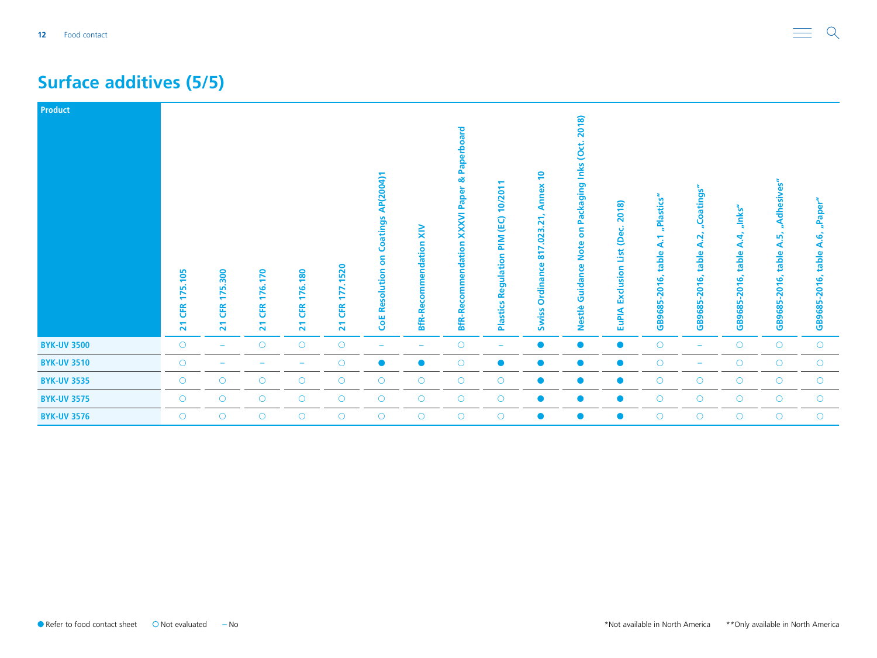## Surface additives (5/5)

| Product | 21 CFR 175.105 | 21 CFR 175.300 | 21 CFR 176.170 | 21 CFR 176.180 | 21 CFR 177.1520 | CoE Resolution on Coatings AP(2004)1 | BfR-Recommendation XIV | BfR-Recommendation XXXVI Paper & Paperboard | Plastics Regulation PIM (EC) 10/2011 | Swiss Ordinance 817.023.21, Annex 10 | Nestlè Guidance Note on Packaging Inks (Oct. 2018) | EuPIA Exclusion List (Dec. 2018) | GB9685-2016, table A.1 „Plastics" | GB9685-2016, table A.2, „Coatings" | GB9685-2016, table A.4, „Inks" | GB9685-2016, table A.5, „Adhesives" | GB9685-2016, table A.6, „Paper" |
|---|---|---|---|---|---|---|---|---|---|---|---|---|---|---|---|---|---|
| BYK-UV 3500 | ○ | – | ○ | ○ | ○ | – | – | ○ | – | ● | ● | ● | ○ | – | ○ | ○ | ○ |
| BYK-UV 3510 | ○ | – | – | – | ○ | ● | ● | ○ | ● | ● | ● | ● | ○ | – | ○ | ○ | ○ |
| BYK-UV 3535 | ○ | ○ | ○ | ○ | ○ | ○ | ○ | ○ | ○ | ● | ● | ● | ○ | ○ | ○ | ○ | ○ |
| BYK-UV 3575 | ○ | ○ | ○ | ○ | ○ | ○ | ○ | ○ | ○ | ● | ● | ● | ○ | ○ | ○ | ○ | ○ |
| BYK-UV 3576 | ○ | ○ | ○ | ○ | ○ | ○ | ○ | ○ | ○ | ● | ● | ● | ○ | ○ | ○ | ○ | ○ |

● Refer to food contact sheet ○ Not evaluated – No

*Not available in North America **Only available in North America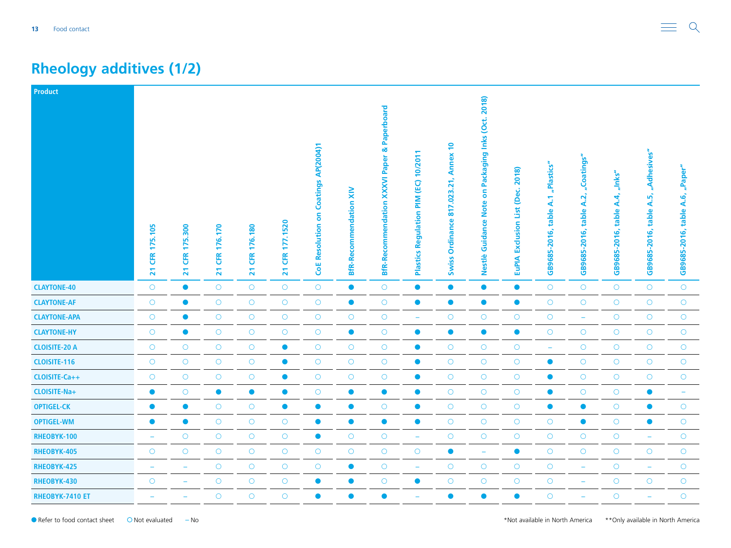# Rheology additives (1/2)

| Product | 21 CFR 175.105 | 21 CFR 175.300 | 21 CFR 176.170 | 21 CFR 176.180 | 21 CFR 177.1520 | CoE Resolution on Coatings AP(2004)1 | BfR-Recommendation XIV | BfR-Recommendation XXXVI Paper & Paperboard | Plastics Regulation PIM (EC) 10/2011 | Swiss Ordinance 817.023.21, Annex 10 | Nestlè Guidance Note on Packaging Inks (Oct. 2018) | EuPIA Exclusion List (Dec. 2018) | GB9685-2016, table A.1 „Plastics" | GB9685-2016, table A.2, „Coatings" | GB9685-2016, table A.4, „Inks" | GB9685-2016, table A.5, „Adhesives" | GB9685-2016, table A.6, „Paper" |
|---|---|---|---|---|---|---|---|---|---|---|---|---|---|---|---|---|---|
| CLAYTONE-40 | ○ | ● | ○ | ○ | ○ | ○ | ● | ○ | ● | ● | ● | ● | ○ | ○ | ○ | ○ | ○ |
| CLAYTONE-AF | ○ | ● | ○ | ○ | ○ | ○ | ● | ○ | ● | ● | ● | ● | ○ | ○ | ○ | ○ | ○ |
| CLAYTONE-APA | ○ | ● | ○ | ○ | ○ | ○ | ○ | ○ | – | ○ | ○ | ○ | ○ | – | ○ | ○ | ○ |
| CLAYTONE-HY | ○ | ● | ○ | ○ | ○ | ○ | ● | ○ | ● | ● | ● | ● | ○ | ○ | ○ | ○ | ○ |
| CLOISITE-20 A | ○ | ○ | ○ | ○ | ● | ○ | ○ | ○ | ● | ○ | ○ | ○ | – | ○ | ○ | ○ | ○ |
| CLOISITE-116 | ○ | ○ | ○ | ○ | ● | ○ | ○ | ○ | ● | ○ | ○ | ○ | ● | ○ | ○ | ○ | ○ |
| CLOISITE-Ca++ | ○ | ○ | ○ | ○ | ● | ○ | ○ | ○ | ● | ○ | ○ | ○ | ● | ○ | ○ | ○ | ○ |
| CLOISITE-Na+ | ● | ○ | ● | ● | ● | ○ | ● | ● | ● | ○ | ○ | ○ | ● | ○ | ○ | ● | – |
| OPTIGEL-CK | ● | ● | ○ | ○ | ● | ● | ● | ○ | ● | ○ | ○ | ○ | ● | ● | ○ | ● | ○ |
| OPTIGEL-WM | ● | ● | ○ | ○ | ○ | ● | ● | ● | ● | ○ | ○ | ○ | ○ | ● | ○ | ● | ○ |
| RHEOBYK-100 | – | ○ | ○ | ○ | ○ | ● | ○ | ○ | – | ○ | ○ | ○ | ○ | ○ | ○ | – | ○ |
| RHEOBYK-405 | ○ | ○ | ○ | ○ | ○ | ○ | ○ | ○ | ○ | ● | – | ● | ○ | ○ | ○ | ○ | ○ |
| RHEOBYK-425 | – | – | ○ | ○ | ○ | ○ | ● | ○ | – | ○ | ○ | ○ | ○ | – | ○ | – | ○ |
| RHEOBYK-430 | ○ | – | ○ | ○ | ○ | ● | ● | ○ | ● | ○ | ○ | ○ | ○ | – | ○ | ○ | ○ |
| RHEOBYK-7410 ET | – | – | ○ | ○ | ○ | ● | ● | ● | – | ● | ● | ● | ○ | – | ○ | – | ○ |

● Refer to food contact sheet ○ Not evaluated – No

*Not available in North America **Only available in North America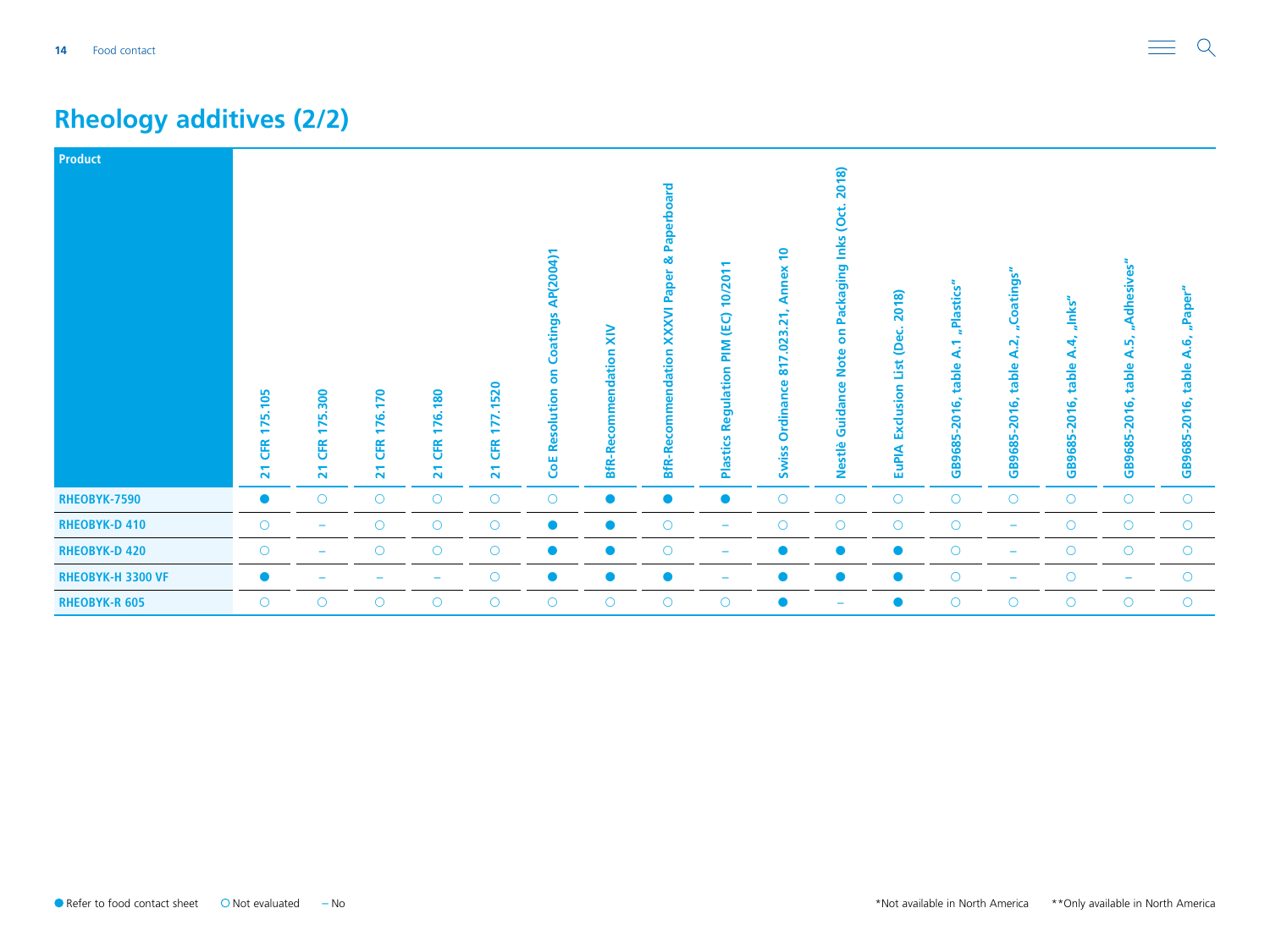## Rheology additives (2/2)

| Product | 21 CFR 175.105 | 21 CFR 175.300 | 21 CFR 176.170 | 21 CFR 176.180 | 21 CFR 177.1520 | CoE Resolution on Coatings AP(2004)1 | BfR-Recommendation XIV | BfR-Recommendation XXXVI Paper & Paperboard | Plastics Regulation PIM (EC) 10/2011 | Swiss Ordinance 817.023.21, Annex 10 | Nestlè Guidance Note on Packaging Inks (Oct. 2018) | EuPIA Exclusion List (Dec. 2018) | GB9685-2016, table A.1 „Plastics" | GB9685-2016, table A.2, „Coatings" | GB9685-2016, table A.4, „Inks" | GB9685-2016, table A.5, „Adhesives" | GB9685-2016, table A.6, „Paper" |
|---|---|---|---|---|---|---|---|---|---|---|---|---|---|---|---|---|---|
| RHEOBYK-7590 | ● | ○ | ○ | ○ | ○ | ○ | ● | ● | ● | ○ | ○ | ○ | ○ | ○ | ○ | ○ | ○ |
| RHEOBYK-D 410 | ○ | – | ○ | ○ | ○ | ● | ● | ○ | – | ○ | ○ | ○ | ○ | – | ○ | ○ | ○ |
| RHEOBYK-D 420 | ○ | – | ○ | ○ | ○ | ● | ● | ○ | – | ● | ● | ● | ○ | – | ○ | ○ | ○ |
| RHEOBYK-H 3300 VF | ● | – | – | – | ○ | ● | ● | ● | – | ● | ● | ● | ○ | – | ○ | – | ○ |
| RHEOBYK-R 605 | ○ | ○ | ○ | ○ | ○ | ○ | ○ | ○ | ○ | ● | – | ● | ○ | ○ | ○ | ○ | ○ |

● Refer to food contact sheet ○ Not evaluated – No

*Not available in North America **Only available in North America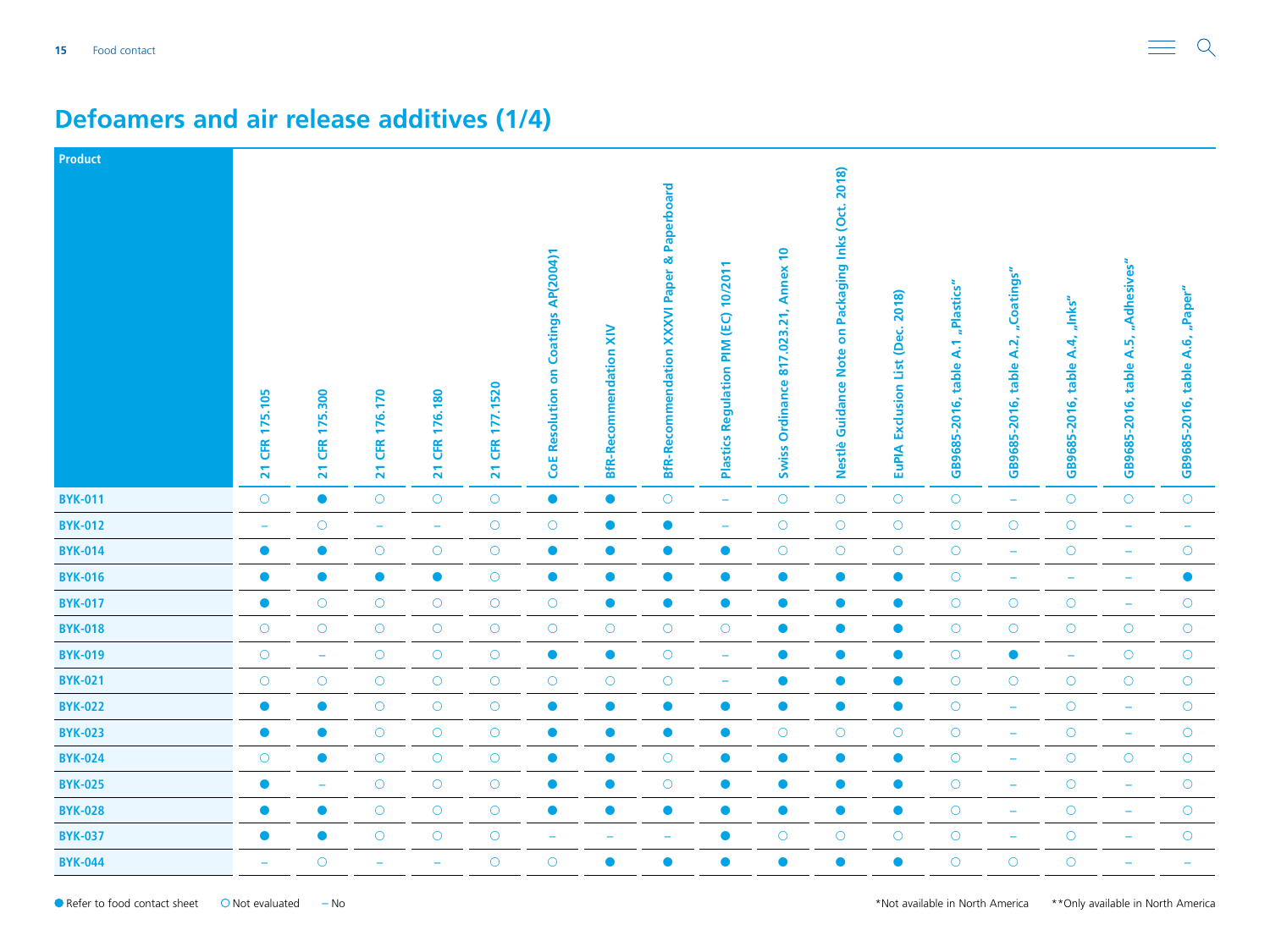## Defoamers and air release additives (1/4)

| Product | 21 CFR 175.105 | 21 CFR 175.300 | 21 CFR 176.170 | 21 CFR 176.180 | 21 CFR 177.1520 | CoE Resolution on Coatings AP(2004)1 | BfR-Recommendation XIV | BfR-Recommendation XXXVI Paper & Paperboard | Plastics Regulation PIM (EC) 10/2011 | Swiss Ordinance 817.023.21, Annex 10 | Nestlè Guidance Note on Packaging Inks (Oct. 2018) | EuPIA Exclusion List (Dec. 2018) | GB9685-2016, table A.1 „Plastics" | GB9685-2016, table A.2, „Coatings" | GB9685-2016, table A.4, „Inks" | GB9685-2016, table A.5, „Adhesives" | GB9685-2016, table A.6, „Paper" |
|---|---|---|---|---|---|---|---|---|---|---|---|---|---|---|---|---|---|
| BYK-011 | ○ | ● | ○ | ○ | ○ | ● | ● | ○ | – | ○ | ○ | ○ | ○ | – | ○ | ○ | ○ |
| BYK-012 | – | ○ | – | – | ○ | ○ | ● | ● | – | ○ | ○ | ○ | ○ | ○ | ○ | – | – |
| BYK-014 | ● | ● | ○ | ○ | ○ | ● | ● | ● | ● | ○ | ○ | ○ | ○ | – | ○ | – | ○ |
| BYK-016 | ● | ● | ● | ● | ○ | ● | ● | ● | ● | ● | ● | ● | ○ | – | – | – | ● |
| BYK-017 | ● | ○ | ○ | ○ | ○ | ○ | ● | ● | ● | ● | ● | ● | ○ | ○ | ○ | – | ○ |
| BYK-018 | ○ | ○ | ○ | ○ | ○ | ○ | ○ | ○ | ○ | ● | ● | ● | ○ | ○ | ○ | ○ | ○ |
| BYK-019 | ○ | – | ○ | ○ | ○ | ● | ● | ○ | – | ● | ● | ● | ○ | ● | – | ○ | ○ |
| BYK-021 | ○ | ○ | ○ | ○ | ○ | ○ | ○ | ○ | – | ● | ● | ● | ○ | ○ | ○ | ○ | ○ |
| BYK-022 | ● | ● | ○ | ○ | ○ | ● | ● | ● | ● | ● | ● | ● | ○ | – | ○ | – | ○ |
| BYK-023 | ● | ● | ○ | ○ | ○ | ● | ● | ● | ● | ○ | ○ | ○ | ○ | – | ○ | – | ○ |
| BYK-024 | ○ | ● | ○ | ○ | ○ | ● | ● | ○ | ● | ● | ● | ● | ○ | – | ○ | ○ | ○ |
| BYK-025 | ● | – | ○ | ○ | ○ | ● | ● | ○ | ● | ● | ● | ● | ○ | – | ○ | – | ○ |
| BYK-028 | ● | ● | ○ | ○ | ○ | ● | ● | ● | ● | ● | ● | ● | ○ | – | ○ | – | ○ |
| BYK-037 | ● | ● | ○ | ○ | ○ | – | – | – | ● | ○ | ○ | ○ | ○ | – | ○ | – | ○ |
| BYK-044 | – | ○ | – | – | ○ | ○ | ● | ● | ● | ● | ● | ● | ○ | ○ | ○ | – | – |

● Refer to food contact sheet ○ Not evaluated – No

*Not available in North America **Only available in North America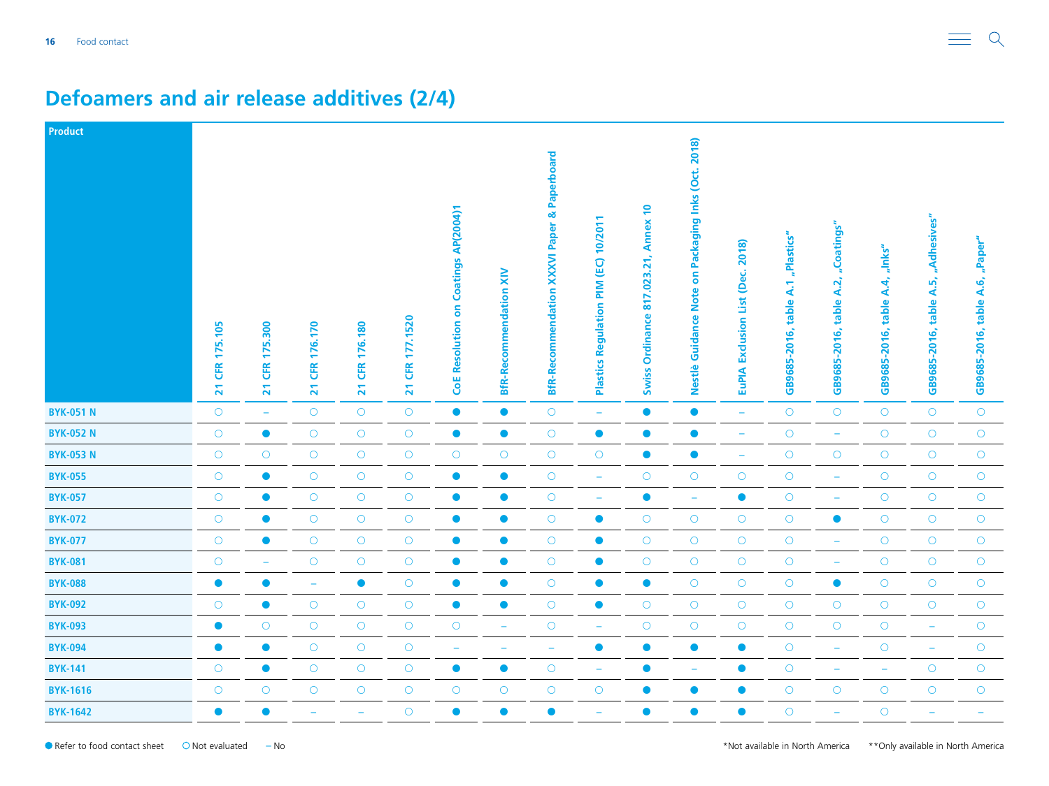## Defoamers and air release additives (2/4)

| Product | 21 CFR 175.105 | 21 CFR 175.300 | 21 CFR 176.170 | 21 CFR 176.180 | 21 CFR 177.1520 | CoE Resolution on Coatings AP(2004)1 | BfR-Recommendation XIV | BfR-Recommendation XXXVI Paper & Paperboard | Plastics Regulation PIM (EC) 10/2011 | Swiss Ordinance 817.023.21, Annex 10 | Nestlè Guidance Note on Packaging Inks (Oct. 2018) | EuPIA Exclusion List (Dec. 2018) | GB9685-2016, table A.1 „Plastics" | GB9685-2016, table A.2, „Coatings" | GB9685-2016, table A.4, „Inks" | GB9685-2016, table A.5, „Adhesives" | GB9685-2016, table A.6, „Paper" |
|---|---|---|---|---|---|---|---|---|---|---|---|---|---|---|---|---|---|
| BYK-051 N | ○ | – | ○ | ○ | ○ | ● | ● | ○ | – | ● | ● | – | ○ | ○ | ○ | ○ | ○ |
| BYK-052 N | ○ | ● | ○ | ○ | ○ | ● | ● | ○ | ● | ● | ● | – | ○ | – | ○ | ○ | ○ |
| BYK-053 N | ○ | ○ | ○ | ○ | ○ | ○ | ○ | ○ | ○ | ● | ● | – | ○ | ○ | ○ | ○ | ○ |
| BYK-055 | ○ | ● | ○ | ○ | ○ | ● | ● | ○ | – | ○ | ○ | ○ | ○ | – | ○ | ○ | ○ |
| BYK-057 | ○ | ● | ○ | ○ | ○ | ● | ● | ○ | – | ● | – | ● | ○ | – | ○ | ○ | ○ |
| BYK-072 | ○ | ● | ○ | ○ | ○ | ● | ● | ○ | ● | ○ | ○ | ○ | ○ | ● | ○ | ○ | ○ |
| BYK-077 | ○ | ● | ○ | ○ | ○ | ● | ● | ○ | ● | ○ | ○ | ○ | ○ | – | ○ | ○ | ○ |
| BYK-081 | ○ | – | ○ | ○ | ○ | ● | ● | ○ | ● | ○ | ○ | ○ | ○ | – | ○ | ○ | ○ |
| BYK-088 | ● | ● | – | ● | ○ | ● | ● | ○ | ● | ● | ○ | ○ | ○ | ● | ○ | ○ | ○ |
| BYK-092 | ○ | ● | ○ | ○ | ○ | ● | ● | ○ | ● | ○ | ○ | ○ | ○ | ○ | ○ | ○ | ○ |
| BYK-093 | ● | ○ | ○ | ○ | ○ | ○ | – | ○ | – | ○ | ○ | ○ | ○ | ○ | ○ | – | ○ |
| BYK-094 | ● | ● | ○ | ○ | ○ | – | – | – | ● | ● | ● | ● | ○ | – | ○ | – | ○ |
| BYK-141 | ○ | ● | ○ | ○ | ○ | ● | ● | ○ | – | ● | – | ● | ○ | – | – | ○ | ○ |
| BYK-1616 | ○ | ○ | ○ | ○ | ○ | ○ | ○ | ○ | ○ | ● | ● | ● | ○ | ○ | ○ | ○ | ○ |
| BYK-1642 | ● | ● | – | – | ○ | ● | ● | ● | – | ● | ● | ● | ○ | – | ○ | – | – |

● Refer to food contact sheet ○ Not evaluated – No

*Not available in North America **Only available in North America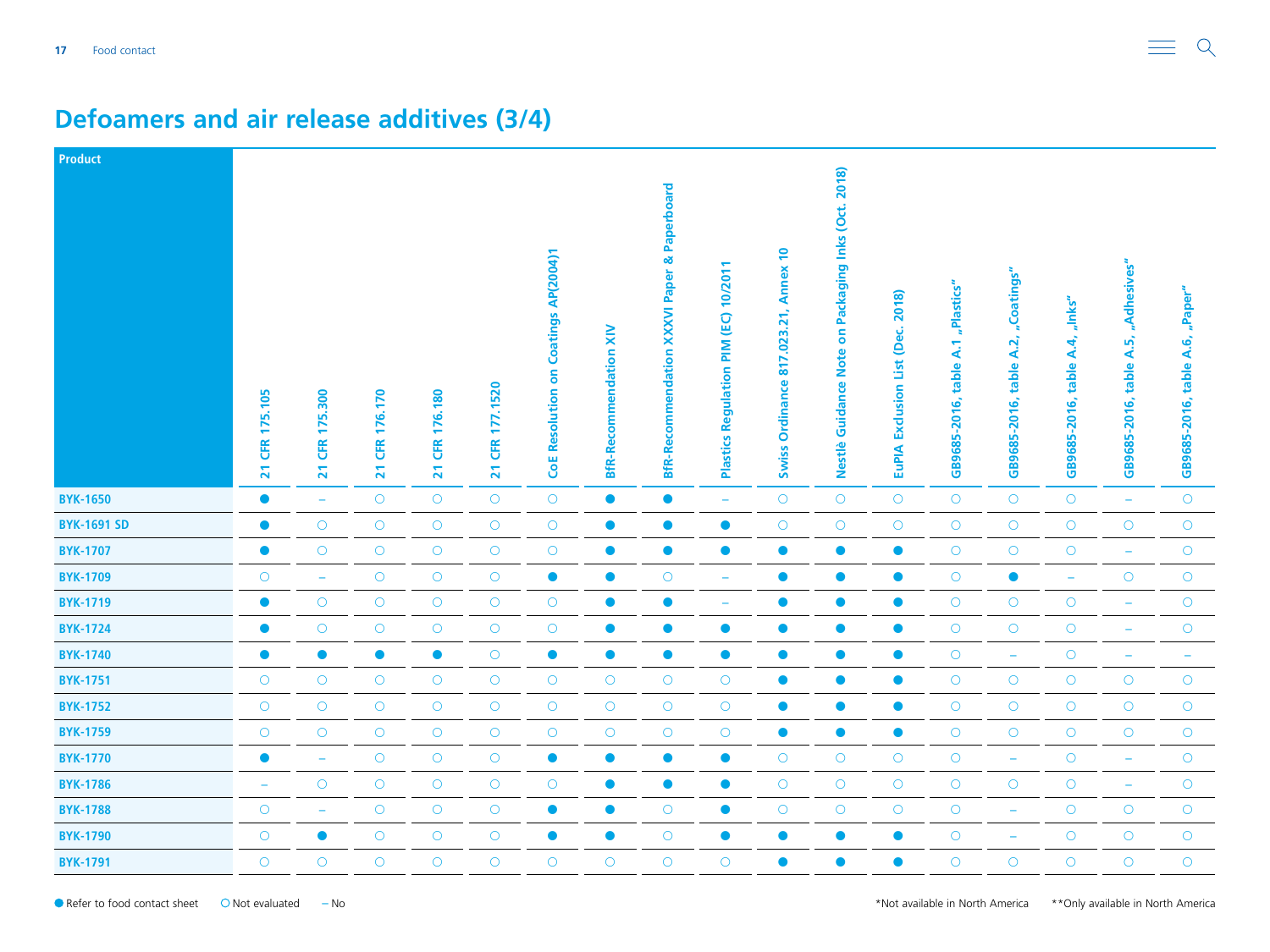## Defoamers and air release additives (3/4)

| Product | 21 CFR 175.105 | 21 CFR 175.300 | 21 CFR 176.170 | 21 CFR 176.180 | 21 CFR 177.1520 | CoE Resolution on Coatings AP(2004)1 | BfR-Recommendation XIV | BfR-Recommendation XXXVI Paper & Paperboard | Plastics Regulation PIM (EC) 10/2011 | Swiss Ordinance 817.023.21, Annex 10 | Nestlè Guidance Note on Packaging Inks (Oct. 2018) | EuPIA Exclusion List (Dec. 2018) | GB9685-2016, table A.1 „Plastics" | GB9685-2016, table A.2, „Coatings" | GB9685-2016, table A.4, „Inks" | GB9685-2016, table A.5, „Adhesives" | GB9685-2016, table A.6, „Paper" |
|---|---|---|---|---|---|---|---|---|---|---|---|---|---|---|---|---|---|
| BYK-1650 | ● | – | ○ | ○ | ○ | ○ | ● | ● | – | ○ | ○ | ○ | ○ | ○ | ○ | – | ○ |
| BYK-1691 SD | ● | ○ | ○ | ○ | ○ | ○ | ● | ● | ● | ○ | ○ | ○ | ○ | ○ | ○ | ○ | ○ |
| BYK-1707 | ● | ○ | ○ | ○ | ○ | ○ | ● | ● | ● | ● | ● | ● | ○ | ○ | ○ | – | ○ |
| BYK-1709 | ○ | – | ○ | ○ | ○ | ● | ● | ○ | – | ● | ● | ● | ○ | ● | – | ○ | ○ |
| BYK-1719 | ● | ○ | ○ | ○ | ○ | ○ | ● | ● | – | ● | ● | ● | ○ | ○ | ○ | – | ○ |
| BYK-1724 | ● | ○ | ○ | ○ | ○ | ○ | ● | ● | ● | ● | ● | ● | ○ | ○ | ○ | – | ○ |
| BYK-1740 | ● | ● | ● | ● | ○ | ● | ● | ● | ● | ● | ● | ● | ○ | – | ○ | – | – |
| BYK-1751 | ○ | ○ | ○ | ○ | ○ | ○ | ○ | ○ | ○ | ● | ● | ● | ○ | ○ | ○ | ○ | ○ |
| BYK-1752 | ○ | ○ | ○ | ○ | ○ | ○ | ○ | ○ | ○ | ● | ● | ● | ○ | ○ | ○ | ○ | ○ |
| BYK-1759 | ○ | ○ | ○ | ○ | ○ | ○ | ○ | ○ | ○ | ● | ● | ● | ○ | ○ | ○ | ○ | ○ |
| BYK-1770 | ● | – | ○ | ○ | ○ | ● | ● | ● | ● | ○ | ○ | ○ | ○ | – | ○ | – | ○ |
| BYK-1786 | – | ○ | ○ | ○ | ○ | ○ | ● | ● | ● | ○ | ○ | ○ | ○ | ○ | ○ | – | ○ |
| BYK-1788 | ○ | – | ○ | ○ | ○ | ● | ● | ○ | ● | ○ | ○ | ○ | ○ | – | ○ | ○ | ○ |
| BYK-1790 | ○ | ● | ○ | ○ | ○ | ● | ● | ○ | ● | ● | ● | ● | ○ | – | ○ | ○ | ○ |
| BYK-1791 | ○ | ○ | ○ | ○ | ○ | ○ | ○ | ○ | ○ | ● | ● | ● | ○ | ○ | ○ | ○ | ○ |

● Refer to food contact sheet ○ Not evaluated – No

*Not available in North America **Only available in North America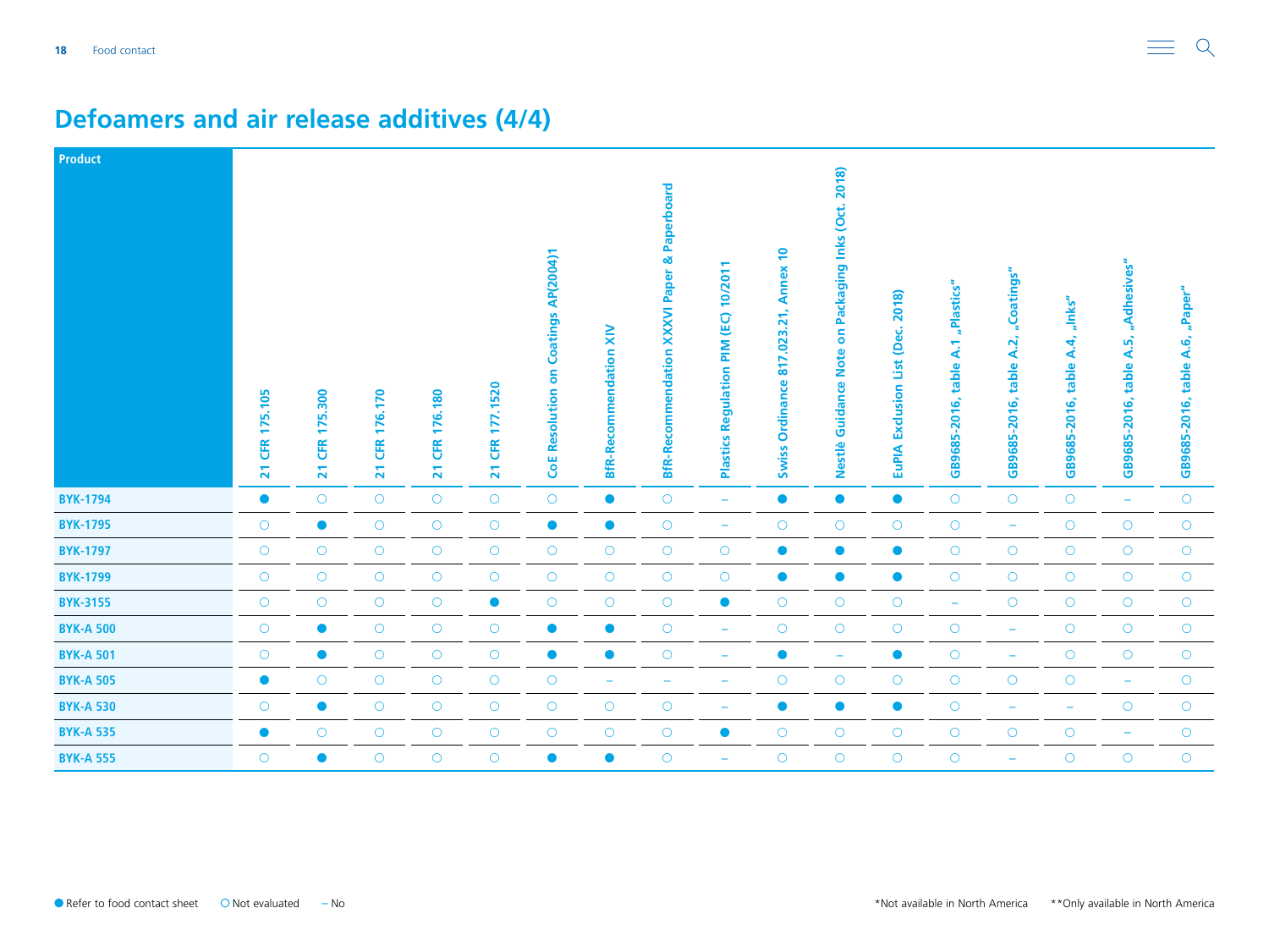## Defoamers and air release additives (4/4)

| Product | 21 CFR 175.105 | 21 CFR 175.300 | 21 CFR 176.170 | 21 CFR 176.180 | 21 CFR 177.1520 | CoE Resolution on Coatings AP(2004)1 | BfR-Recommendation XIV | BfR-Recommendation XXXVI Paper & Paperboard | Plastics Regulation PIM (EC) 10/2011 | Swiss Ordinance 817.023.21, Annex 10 | Nestlè Guidance Note on Packaging Inks (Oct. 2018) | EuPIA Exclusion List (Dec. 2018) | GB9685-2016, table A.1 „Plastics" | GB9685-2016, table A.2, „Coatings" | GB9685-2016, table A.4, „Inks" | GB9685-2016, table A.5, „Adhesives" | GB9685-2016, table A.6, „Paper" |
|---|---|---|---|---|---|---|---|---|---|---|---|---|---|---|---|---|---|
| **BYK-1794** | ● | ○ | ○ | ○ | ○ | ○ | ● | ○ | – | ● | ● | ● | ○ | ○ | ○ | – | ○ |
| **BYK-1795** | ○ | ● | ○ | ○ | ○ | ● | ● | ○ | – | ○ | ○ | ○ | ○ | – | ○ | ○ | ○ |
| **BYK-1797** | ○ | ○ | ○ | ○ | ○ | ○ | ○ | ○ | ○ | ● | ● | ● | ○ | ○ | ○ | ○ | ○ |
| **BYK-1799** | ○ | ○ | ○ | ○ | ○ | ○ | ○ | ○ | ○ | ● | ● | ● | ○ | ○ | ○ | ○ | ○ |
| **BYK-3155** | ○ | ○ | ○ | ○ | ● | ○ | ○ | ○ | ● | ○ | ○ | ○ | – | ○ | ○ | ○ | ○ |
| **BYK-A 500** | ○ | ● | ○ | ○ | ○ | ● | ● | ○ | – | ○ | ○ | ○ | ○ | – | ○ | ○ | ○ |
| **BYK-A 501** | ○ | ● | ○ | ○ | ○ | ● | ● | ○ | – | ● | – | ● | ○ | – | ○ | ○ | ○ |
| **BYK-A 505** | ● | ○ | ○ | ○ | ○ | ○ | – | – | – | ○ | ○ | ○ | ○ | ○ | ○ | – | ○ |
| **BYK-A 530** | ○ | ● | ○ | ○ | ○ | ○ | ○ | ○ | – | ● | ● | ● | ○ | – | – | ○ | ○ |
| **BYK-A 535** | ● | ○ | ○ | ○ | ○ | ○ | ○ | ○ | ● | ○ | ○ | ○ | ○ | ○ | ○ | – | ○ |
| **BYK-A 555** | ○ | ● | ○ | ○ | ○ | ● | ● | ○ | – | ○ | ○ | ○ | ○ | – | ○ | ○ | ○ |

● Refer to food contact sheet ○ Not evaluated – No

*Not available in North America **Only available in North America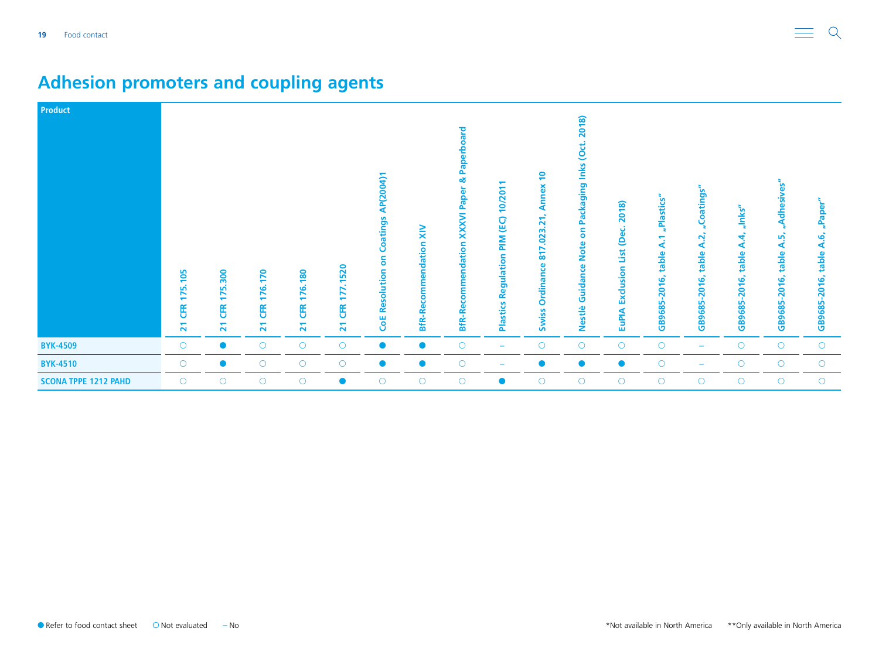## Adhesion promoters and coupling agents

| Product | 21 CFR 175.105 | 21 CFR 175.300 | 21 CFR 176.170 | 21 CFR 176.180 | 21 CFR 177.1520 | CoE Resolution on Coatings AP(2004)1 | BfR-Recommendation XIV | BfR-Recommendation XXXVI Paper & Paperboard | Plastics Regulation PIM (EC) 10/2011 | Swiss Ordinance 817.023.21, Annex 10 | Nestlè Guidance Note on Packaging Inks (Oct. 2018) | EuPIA Exclusion List (Dec. 2018) | GB9685-2016, table A.1 „Plastics" | GB9685-2016, table A.2, „Coatings" | GB9685-2016, table A.4, „Inks" | GB9685-2016, table A.5, „Adhesives" | GB9685-2016, table A.6, „Paper" |
|---|---|---|---|---|---|---|---|---|---|---|---|---|---|---|---|---|---|
| BYK-4509 | ○ | ● | ○ | ○ | ○ | ● | ● | ○ | – | ○ | ○ | ○ | ○ | – | ○ | ○ | ○ |
| BYK-4510 | ○ | ● | ○ | ○ | ○ | ● | ● | ○ | – | ● | ● | ● | ○ | – | ○ | ○ | ○ |
| SCONA TPPE 1212 PAHD | ○ | ○ | ○ | ○ | ● | ○ | ○ | ○ | ● | ○ | ○ | ○ | ○ | ○ | ○ | ○ | ○ |

● Refer to food contact sheet ○ Not evaluated – No

*Not available in North America **Only available in North America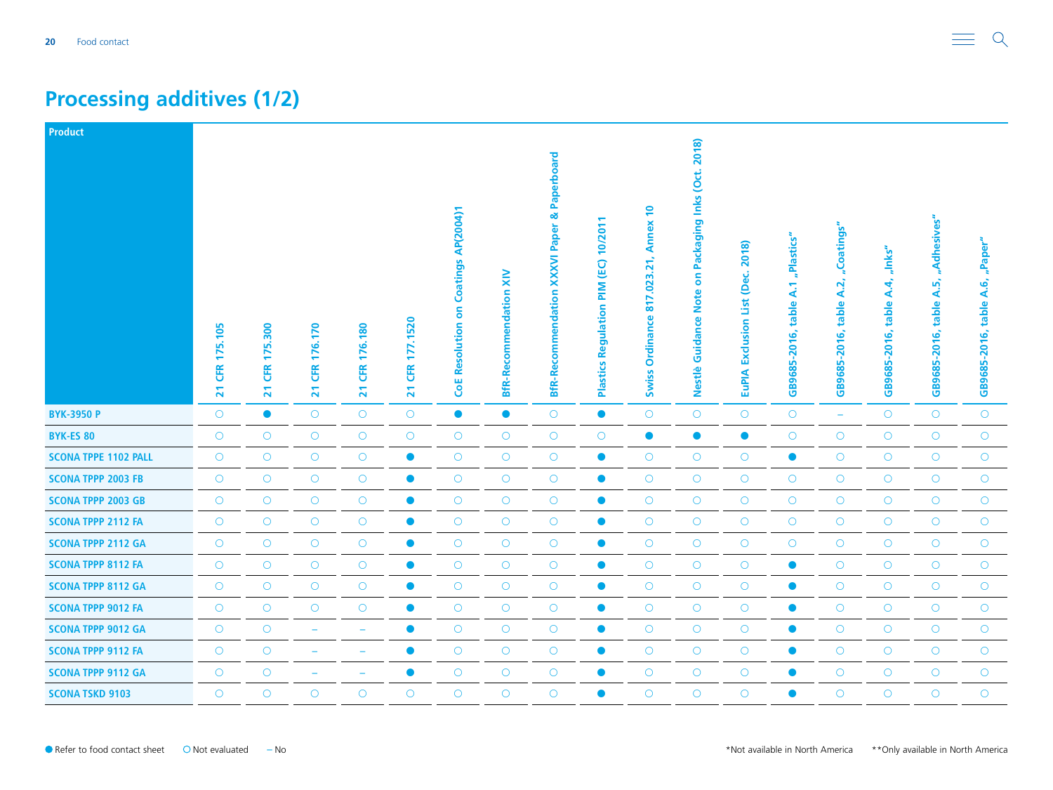## Processing additives (1/2)

| Product | 21 CFR 175.105 | 21 CFR 175.300 | 21 CFR 176.170 | 21 CFR 176.180 | 21 CFR 177.1520 | CoE Resolution on Coatings AP(2004)1 | BfR-Recommendation XIV | BfR-Recommendation XXXVI Paper & Paperboard | Plastics Regulation PIM (EC) 10/2011 | Swiss Ordinance 817.023.21, Annex 10 | Nestlè Guidance Note on Packaging Inks (Oct. 2018) | EuPIA Exclusion List (Dec. 2018) | GB9685-2016, table A.1 „Plastics“ | GB9685-2016, table A.2, „Coatings“ | GB9685-2016, table A.4, „Inks“ | GB9685-2016, table A.5, „Adhesives“ | GB9685-2016, table A.6, „Paper“ |
|---|---|---|---|---|---|---|---|---|---|---|---|---|---|---|---|---|---|
| BYK-3950 P | ○ | ● | ○ | ○ | ○ | ● | ● | ○ | ● | ○ | ○ | ○ | ○ | – | ○ | ○ | ○ |
| BYK-ES 80 | ○ | ○ | ○ | ○ | ○ | ○ | ○ | ○ | ○ | ● | ● | ● | ○ | ○ | ○ | ○ | ○ |
| SCONA TPPE 1102 PALL | ○ | ○ | ○ | ○ | ● | ○ | ○ | ○ | ● | ○ | ○ | ○ | ● | ○ | ○ | ○ | ○ |
| SCONA TPPP 2003 FB | ○ | ○ | ○ | ○ | ● | ○ | ○ | ○ | ● | ○ | ○ | ○ | ○ | ○ | ○ | ○ | ○ |
| SCONA TPPP 2003 GB | ○ | ○ | ○ | ○ | ● | ○ | ○ | ○ | ● | ○ | ○ | ○ | ○ | ○ | ○ | ○ | ○ |
| SCONA TPPP 2112 FA | ○ | ○ | ○ | ○ | ● | ○ | ○ | ○ | ● | ○ | ○ | ○ | ○ | ○ | ○ | ○ | ○ |
| SCONA TPPP 2112 GA | ○ | ○ | ○ | ○ | ● | ○ | ○ | ○ | ● | ○ | ○ | ○ | ○ | ○ | ○ | ○ | ○ |
| SCONA TPPP 8112 FA | ○ | ○ | ○ | ○ | ● | ○ | ○ | ○ | ● | ○ | ○ | ○ | ● | ○ | ○ | ○ | ○ |
| SCONA TPPP 8112 GA | ○ | ○ | ○ | ○ | ● | ○ | ○ | ○ | ● | ○ | ○ | ○ | ● | ○ | ○ | ○ | ○ |
| SCONA TPPP 9012 FA | ○ | ○ | ○ | ○ | ● | ○ | ○ | ○ | ● | ○ | ○ | ○ | ● | ○ | ○ | ○ | ○ |
| SCONA TPPP 9012 GA | ○ | ○ | – | – | ● | ○ | ○ | ○ | ● | ○ | ○ | ○ | ● | ○ | ○ | ○ | ○ |
| SCONA TPPP 9112 FA | ○ | ○ | – | – | ● | ○ | ○ | ○ | ● | ○ | ○ | ○ | ● | ○ | ○ | ○ | ○ |
| SCONA TPPP 9112 GA | ○ | ○ | – | – | ● | ○ | ○ | ○ | ● | ○ | ○ | ○ | ● | ○ | ○ | ○ | ○ |
| SCONA TSKD 9103 | ○ | ○ | ○ | ○ | ○ | ○ | ○ | ○ | ● | ○ | ○ | ○ | ● | ○ | ○ | ○ | ○ |

● Refer to food contact sheet ○ Not evaluated – No

*Not available in North America **Only available in North America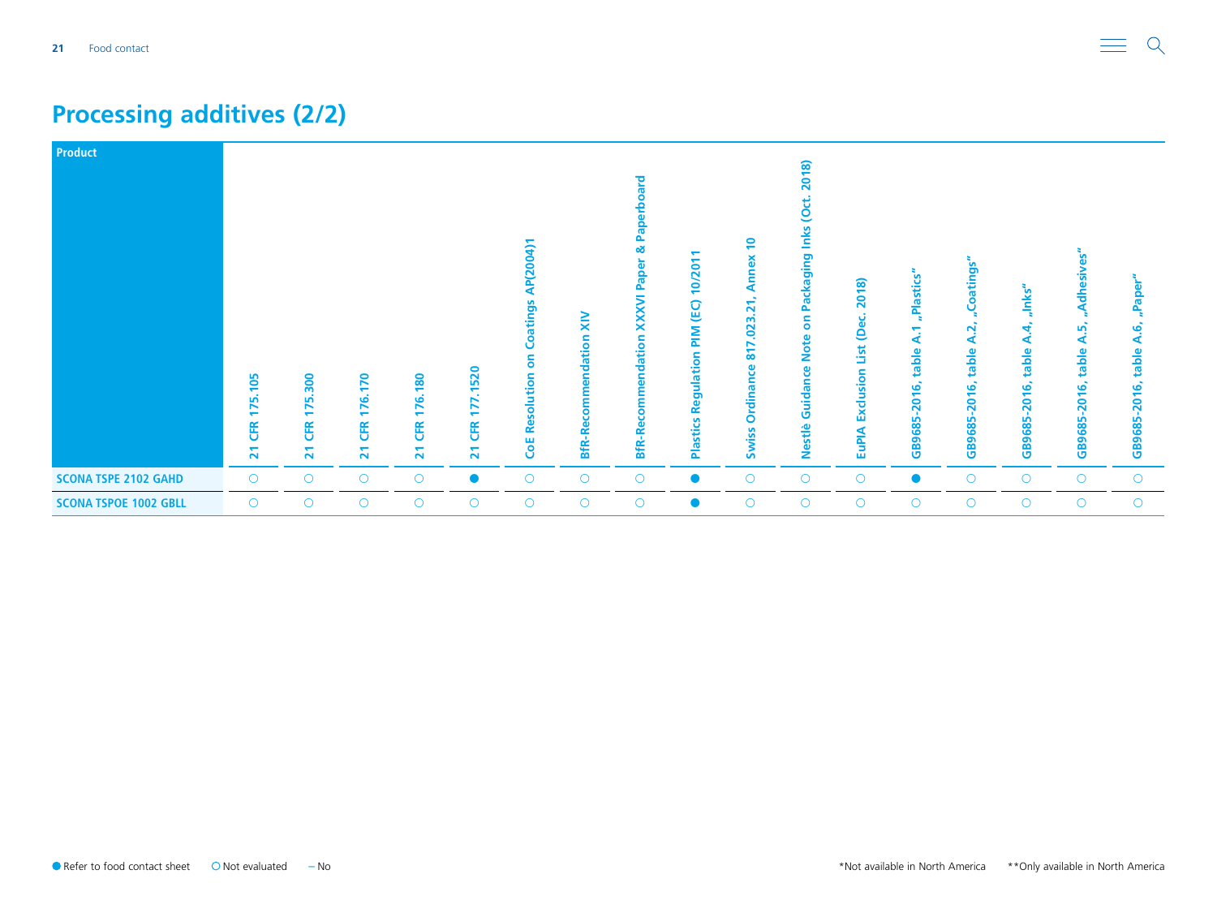## Processing additives (2/2)

| Product | 21 CFR 175.105 | 21 CFR 175.300 | 21 CFR 176.170 | 21 CFR 176.180 | 21 CFR 177.1520 | CoE Resolution on Coatings AP(2004)1 | BfR-Recommendation XIV | BfR-Recommendation XXXVI Paper & Paperboard | Plastics Regulation PIM (EC) 10/2011 | Swiss Ordinance 817.023.21, Annex 10 | Nestlè Guidance Note on Packaging Inks (Oct. 2018) | EuPIA Exclusion List (Dec. 2018) | GB9685-2016, table A.1 „Plastics" | GB9685-2016, table A.2, „Coatings" | GB9685-2016, table A.4, „Inks" | GB9685-2016, table A.5, „Adhesives" | GB9685-2016, table A.6, „Paper" |
|---|---|---|---|---|---|---|---|---|---|---|---|---|---|---|---|---|---|
| SCONA TSPE 2102 GAHD | ○ | ○ | ○ | ○ | ● | ○ | ○ | ○ | ● | ○ | ○ | ○ | ● | ○ | ○ | ○ | ○ |
| SCONA TSPOE 1002 GBLL | ○ | ○ | ○ | ○ | ○ | ○ | ○ | ○ | ● | ○ | ○ | ○ | ○ | ○ | ○ | ○ | ○ |

● Refer to food contact sheet ○ Not evaluated – No

*Not available in North America **Only available in North America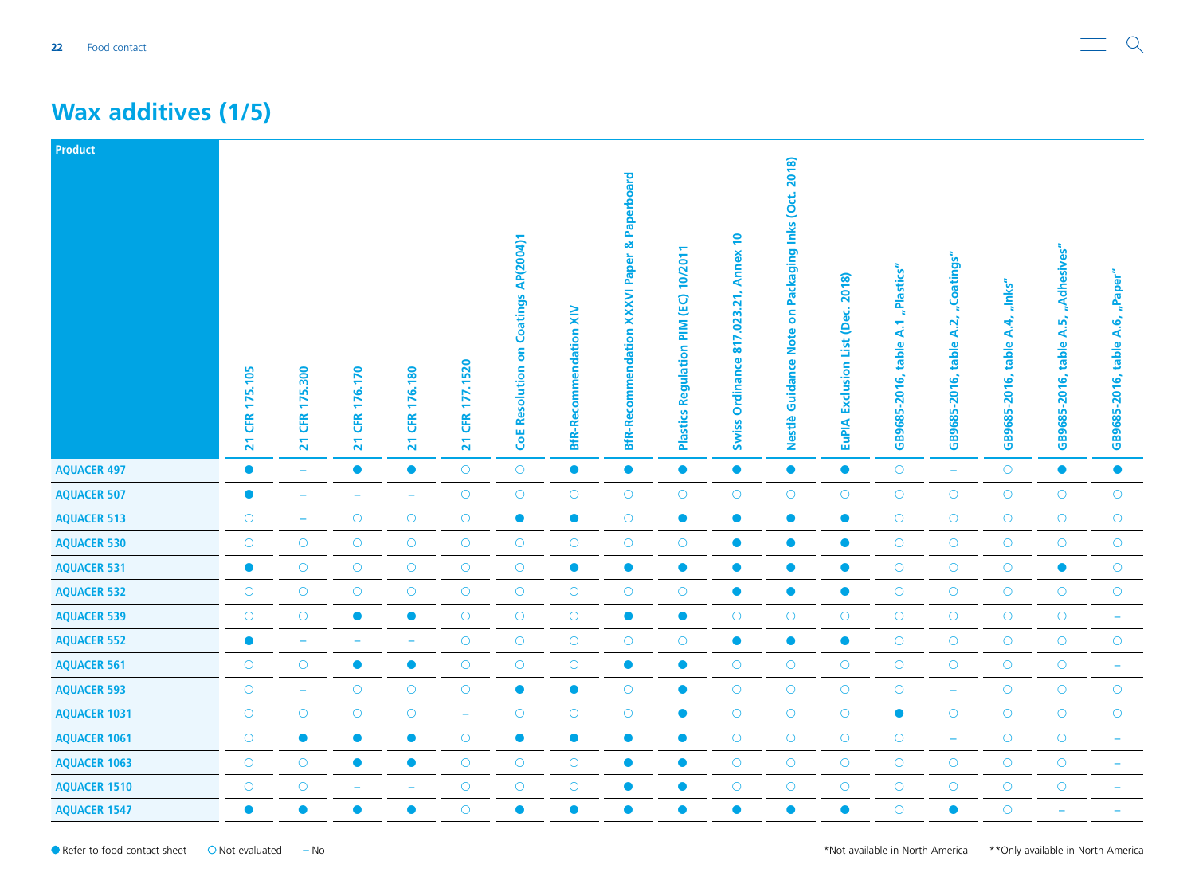# Wax additives (1/5)

| Product | 21 CFR 175.105 | 21 CFR 175.300 | 21 CFR 176.170 | 21 CFR 176.180 | 21 CFR 177.1520 | CoE Resolution on Coatings AP(2004)1 | BfR-Recommendation XIV | BfR-Recommendation XXXVI Paper & Paperboard | Plastics Regulation PIM (EC) 10/2011 | Swiss Ordinance 817.023.21, Annex 10 | Nestlè Guidance Note on Packaging Inks (Oct. 2018) | EuPIA Exclusion List (Dec. 2018) | GB9685-2016, table A.1 „Plastics" | GB9685-2016, table A.2, „Coatings" | GB9685-2016, table A.4, „Inks" | GB9685-2016, table A.5, „Adhesives" | GB9685-2016, table A.6, „Paper" |
|---|---|---|---|---|---|---|---|---|---|---|---|---|---|---|---|---|---|
| AQUACER 497 | ● | – | ● | ● | ○ | ○ | ● | ● | ● | ● | ● | ● | ○ | – | ○ | ● | ● |
| AQUACER 507 | ● | – | – | – | ○ | ○ | ○ | ○ | ○ | ○ | ○ | ○ | ○ | ○ | ○ | ○ | ○ |
| AQUACER 513 | ○ | – | ○ | ○ | ○ | ● | ● | ○ | ● | ● | ● | ● | ○ | ○ | ○ | ○ | ○ |
| AQUACER 530 | ○ | ○ | ○ | ○ | ○ | ○ | ○ | ○ | ○ | ● | ● | ● | ○ | ○ | ○ | ○ | ○ |
| AQUACER 531 | ● | ○ | ○ | ○ | ○ | ○ | ● | ● | ● | ● | ● | ● | ○ | ○ | ○ | ● | ○ |
| AQUACER 532 | ○ | ○ | ○ | ○ | ○ | ○ | ○ | ○ | ○ | ● | ● | ● | ○ | ○ | ○ | ○ | ○ |
| AQUACER 539 | ○ | ○ | ● | ● | ○ | ○ | ○ | ● | ● | ○ | ○ | ○ | ○ | ○ | ○ | ○ | – |
| AQUACER 552 | ● | – | – | – | ○ | ○ | ○ | ○ | ○ | ● | ● | ● | ○ | ○ | ○ | ○ | ○ |
| AQUACER 561 | ○ | ○ | ● | ● | ○ | ○ | ○ | ● | ● | ○ | ○ | ○ | ○ | ○ | ○ | ○ | – |
| AQUACER 593 | ○ | – | ○ | ○ | ○ | ● | ● | ○ | ● | ○ | ○ | ○ | ○ | – | ○ | ○ | ○ |
| AQUACER 1031 | ○ | ○ | ○ | ○ | – | ○ | ○ | ○ | ● | ○ | ○ | ○ | ● | ○ | ○ | ○ | ○ |
| AQUACER 1061 | ○ | ● | ● | ● | ○ | ● | ● | ● | ● | ○ | ○ | ○ | ○ | – | ○ | ○ | – |
| AQUACER 1063 | ○ | ○ | ● | ● | ○ | ○ | ○ | ● | ● | ○ | ○ | ○ | ○ | ○ | ○ | ○ | – |
| AQUACER 1510 | ○ | ○ | – | – | ○ | ○ | ○ | ● | ● | ○ | ○ | ○ | ○ | ○ | ○ | ○ | – |
| AQUACER 1547 | ● | ● | ● | ● | ○ | ● | ● | ● | ● | ● | ● | ● | ○ | ● | ○ | – | – |

● Refer to food contact sheet ○ Not evaluated – No

*Not available in North America **Only available in North America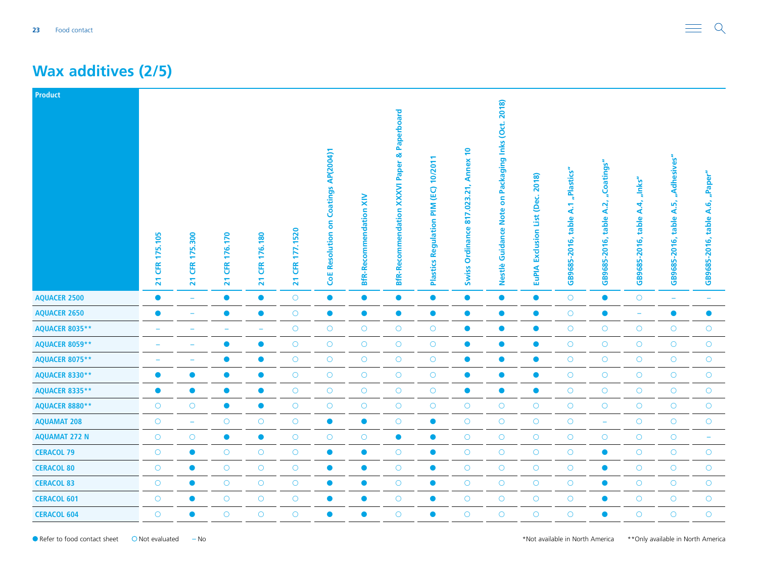# Wax additives (2/5)

| Product | 21 CFR 175.105 | 21 CFR 175.300 | 21 CFR 176.170 | 21 CFR 176.180 | 21 CFR 177.1520 | CoE Resolution on Coatings AP(2004)1 | BfR-Recommendation XIV | BfR-Recommendation XXXVI Paper & Paperboard | Plastics Regulation PIM (EC) 10/2011 | Swiss Ordinance 817.023.21, Annex 10 | Nestlè Guidance Note on Packaging Inks (Oct. 2018) | EuPIA Exclusion List (Dec. 2018) | GB9685-2016, table A.1 „Plastics" | GB9685-2016, table A.2, „Coatings" | GB9685-2016, table A.4, „Inks" | GB9685-2016, table A.5, „Adhesives" | GB9685-2016, table A.6, „Paper" |
|---|---|---|---|---|---|---|---|---|---|---|---|---|---|---|---|---|---|
| AQUACER 2500 | ● | – | ● | ● | ○ | ● | ● | ● | ● | ● | ● | ● | ○ | ● | ○ | – | – |
| AQUACER 2650 | ● | – | ● | ● | ○ | ● | ● | ● | ● | ● | ● | ● | ○ | ● | – | ● | ● |
| AQUACER 8035** | – | – | – | – | ○ | ○ | ○ | ○ | ○ | ● | ● | ● | ○ | ○ | ○ | ○ | ○ |
| AQUACER 8059** | – | – | ● | ● | ○ | ○ | ○ | ○ | ○ | ● | ● | ● | ○ | ○ | ○ | ○ | ○ |
| AQUACER 8075** | – | – | ● | ● | ○ | ○ | ○ | ○ | ○ | ● | ● | ● | ○ | ○ | ○ | ○ | ○ |
| AQUACER 8330** | ● | ● | ● | ● | ○ | ○ | ○ | ○ | ○ | ● | ● | ● | ○ | ○ | ○ | ○ | ○ |
| AQUACER 8335** | ● | ● | ● | ● | ○ | ○ | ○ | ○ | ○ | ● | ● | ● | ○ | ○ | ○ | ○ | ○ |
| AQUACER 8880** | ○ | ○ | ● | ● | ○ | ○ | ○ | ○ | ○ | ○ | ○ | ○ | ○ | ○ | ○ | ○ | ○ |
| AQUAMAT 208 | ○ | – | ○ | ○ | ○ | ● | ● | ○ | ● | ○ | ○ | ○ | ○ | – | ○ | ○ | ○ |
| AQUAMAT 272 N | ○ | ○ | ● | ● | ○ | ○ | ○ | ● | ● | ○ | ○ | ○ | ○ | ○ | ○ | ○ | – |
| CERACOL 79 | ○ | ● | ○ | ○ | ○ | ● | ● | ○ | ● | ○ | ○ | ○ | ○ | ● | ○ | ○ | ○ |
| CERACOL 80 | ○ | ● | ○ | ○ | ○ | ● | ● | ○ | ● | ○ | ○ | ○ | ○ | ● | ○ | ○ | ○ |
| CERACOL 83 | ○ | ● | ○ | ○ | ○ | ● | ● | ○ | ● | ○ | ○ | ○ | ○ | ● | ○ | ○ | ○ |
| CERACOL 601 | ○ | ● | ○ | ○ | ○ | ● | ● | ○ | ● | ○ | ○ | ○ | ○ | ● | ○ | ○ | ○ |
| CERACOL 604 | ○ | ● | ○ | ○ | ○ | ● | ● | ○ | ● | ○ | ○ | ○ | ○ | ● | ○ | ○ | ○ |

● Refer to food contact sheet ○ Not evaluated – No

*Not available in North America **Only available in North America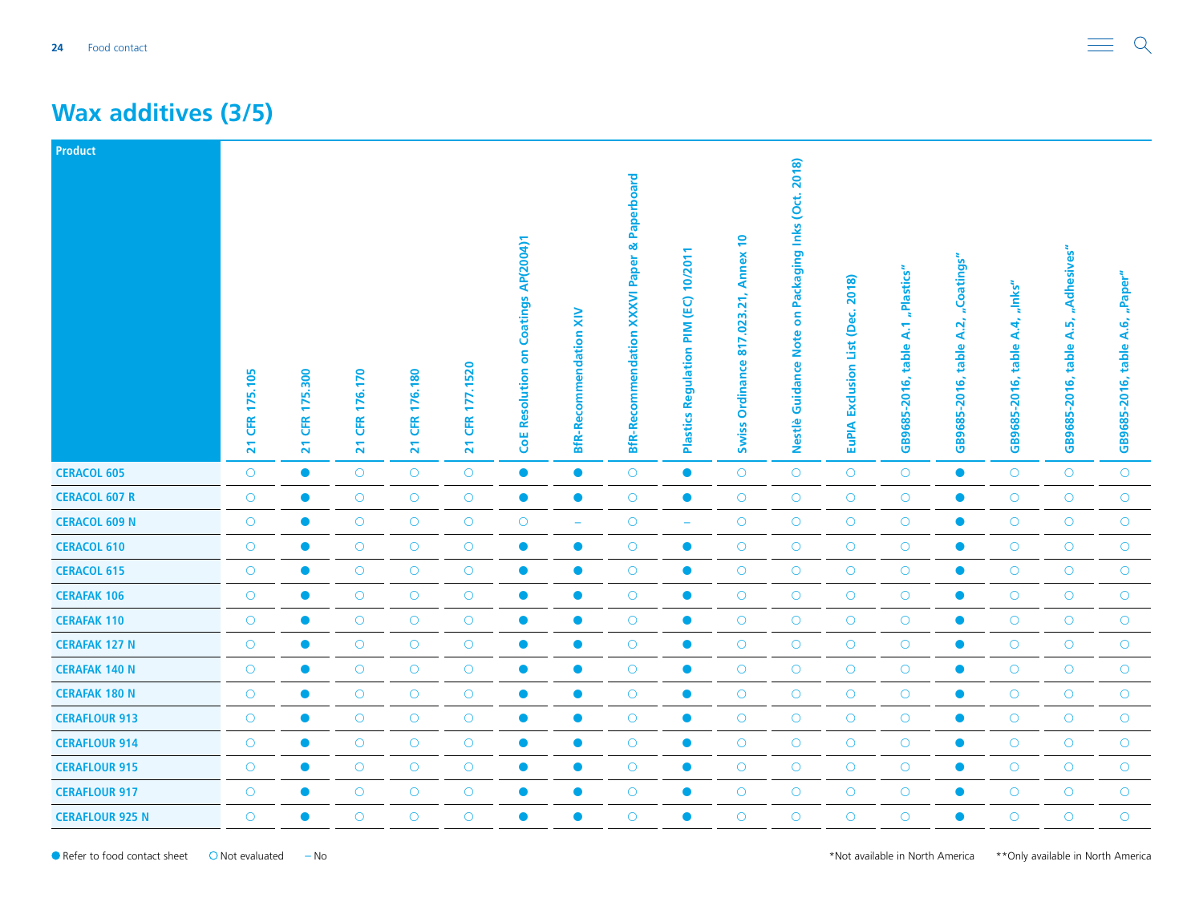# Wax additives (3/5)

| Product | 21 CFR 175.105 | 21 CFR 175.300 | 21 CFR 176.170 | 21 CFR 176.180 | 21 CFR 177.1520 | CoE Resolution on Coatings AP(2004)1 | BfR-Recommendation XIV | BfR-Recommendation XXXVI Paper & Paperboard | Plastics Regulation PIM (EC) 10/2011 | Swiss Ordinance 817.023.21, Annex 10 | Nestlè Guidance Note on Packaging Inks (Oct. 2018) | EuPIA Exclusion List (Dec. 2018) | GB9685-2016, table A.1 „Plastics" | GB9685-2016, table A.2, „Coatings" | GB9685-2016, table A.4, „Inks" | GB9685-2016, table A.5, „Adhesives" | GB9685-2016, table A.6, „Paper" |
|---|---|---|---|---|---|---|---|---|---|---|---|---|---|---|---|---|---|
| CERACOL 605 | ○ | ● | ○ | ○ | ○ | ● | ● | ○ | ● | ○ | ○ | ○ | ○ | ● | ○ | ○ | ○ |
| CERACOL 607 R | ○ | ● | ○ | ○ | ○ | ● | ● | ○ | ● | ○ | ○ | ○ | ○ | ● | ○ | ○ | ○ |
| CERACOL 609 N | ○ | ● | ○ | ○ | ○ | ○ | – | ○ | – | ○ | ○ | ○ | ○ | ● | ○ | ○ | ○ |
| CERACOL 610 | ○ | ● | ○ | ○ | ○ | ● | ● | ○ | ● | ○ | ○ | ○ | ○ | ● | ○ | ○ | ○ |
| CERACOL 615 | ○ | ● | ○ | ○ | ○ | ● | ● | ○ | ● | ○ | ○ | ○ | ○ | ● | ○ | ○ | ○ |
| CERAFAK 106 | ○ | ● | ○ | ○ | ○ | ● | ● | ○ | ● | ○ | ○ | ○ | ○ | ● | ○ | ○ | ○ |
| CERAFAK 110 | ○ | ● | ○ | ○ | ○ | ● | ● | ○ | ● | ○ | ○ | ○ | ○ | ● | ○ | ○ | ○ |
| CERAFAK 127 N | ○ | ● | ○ | ○ | ○ | ● | ● | ○ | ● | ○ | ○ | ○ | ○ | ● | ○ | ○ | ○ |
| CERAFAK 140 N | ○ | ● | ○ | ○ | ○ | ● | ● | ○ | ● | ○ | ○ | ○ | ○ | ● | ○ | ○ | ○ |
| CERAFAK 180 N | ○ | ● | ○ | ○ | ○ | ● | ● | ○ | ● | ○ | ○ | ○ | ○ | ● | ○ | ○ | ○ |
| CERAFLOUR 913 | ○ | ● | ○ | ○ | ○ | ● | ● | ○ | ● | ○ | ○ | ○ | ○ | ● | ○ | ○ | ○ |
| CERAFLOUR 914 | ○ | ● | ○ | ○ | ○ | ● | ● | ○ | ● | ○ | ○ | ○ | ○ | ● | ○ | ○ | ○ |
| CERAFLOUR 915 | ○ | ● | ○ | ○ | ○ | ● | ● | ○ | ● | ○ | ○ | ○ | ○ | ● | ○ | ○ | ○ |
| CERAFLOUR 917 | ○ | ● | ○ | ○ | ○ | ● | ● | ○ | ● | ○ | ○ | ○ | ○ | ● | ○ | ○ | ○ |
| CERAFLOUR 925 N | ○ | ● | ○ | ○ | ○ | ● | ● | ○ | ● | ○ | ○ | ○ | ○ | ● | ○ | ○ | ○ |

● Refer to food contact sheet  ○ Not evaluated  – No

*Not available in North America  **Only available in North America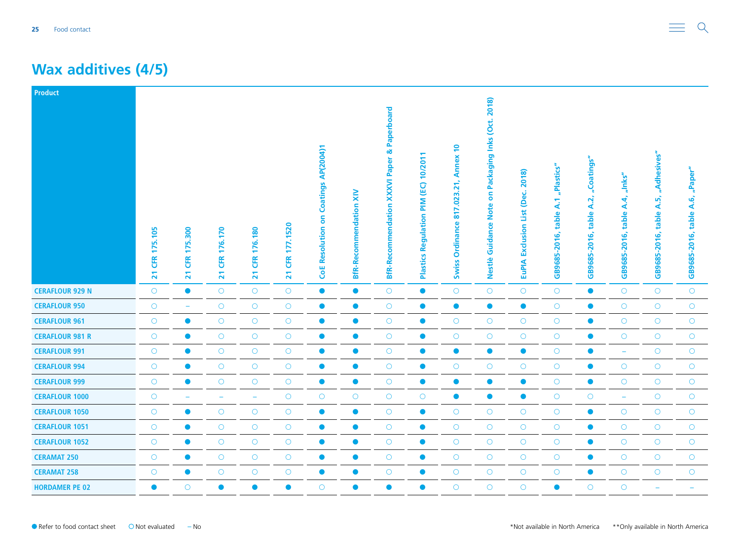# Wax additives (4/5)

| Product | 21 CFR 175.105 | 21 CFR 175.300 | 21 CFR 176.170 | 21 CFR 176.180 | 21 CFR 177.1520 | CoE Resolution on Coatings AP(2004)1 | BfR-Recommendation XIV | BfR-Recommendation XXXVI Paper & Paperboard | Plastics Regulation PIM (EC) 10/2011 | Swiss Ordinance 817.023.21, Annex 10 | Nestlè Guidance Note on Packaging Inks (Oct. 2018) | EuPIA Exclusion List (Dec. 2018) | GB9685-2016, table A.1 „Plastics" | GB9685-2016, table A.2, „Coatings" | GB9685-2016, table A.4, „Inks" | GB9685-2016, table A.5, „Adhesives" | GB9685-2016, table A.6, „Paper" |
|---|---|---|---|---|---|---|---|---|---|---|---|---|---|---|---|---|---|
| CERAFLOUR 929 N | ○ | ● | ○ | ○ | ○ | ● | ● | ○ | ● | ○ | ○ | ○ | ○ | ● | ○ | ○ | ○ |
| CERAFLOUR 950 | ○ | – | ○ | ○ | ○ | ● | ● | ○ | ● | ● | ● | ● | ○ | ● | ○ | ○ | ○ |
| CERAFLOUR 961 | ○ | ● | ○ | ○ | ○ | ● | ● | ○ | ● | ○ | ○ | ○ | ○ | ● | ○ | ○ | ○ |
| CERAFLOUR 981 R | ○ | ● | ○ | ○ | ○ | ● | ● | ○ | ● | ○ | ○ | ○ | ○ | ● | ○ | ○ | ○ |
| CERAFLOUR 991 | ○ | ● | ○ | ○ | ○ | ● | ● | ○ | ● | ● | ● | ● | ○ | ● | – | ○ | ○ |
| CERAFLOUR 994 | ○ | ● | ○ | ○ | ○ | ● | ● | ○ | ● | ○ | ○ | ○ | ○ | ● | ○ | ○ | ○ |
| CERAFLOUR 999 | ○ | ● | ○ | ○ | ○ | ● | ● | ○ | ● | ● | ● | ● | ○ | ● | ○ | ○ | ○ |
| CERAFLOUR 1000 | ○ | – | – | – | ○ | ○ | ○ | ○ | ○ | ● | ● | ● | ○ | ○ | – | ○ | ○ |
| CERAFLOUR 1050 | ○ | ● | ○ | ○ | ○ | ● | ● | ○ | ● | ○ | ○ | ○ | ○ | ● | ○ | ○ | ○ |
| CERAFLOUR 1051 | ○ | ● | ○ | ○ | ○ | ● | ● | ○ | ● | ○ | ○ | ○ | ○ | ● | ○ | ○ | ○ |
| CERAFLOUR 1052 | ○ | ● | ○ | ○ | ○ | ● | ● | ○ | ● | ○ | ○ | ○ | ○ | ● | ○ | ○ | ○ |
| CERAMAT 250 | ○ | ● | ○ | ○ | ○ | ● | ● | ○ | ● | ○ | ○ | ○ | ○ | ● | ○ | ○ | ○ |
| CERAMAT 258 | ○ | ● | ○ | ○ | ○ | ● | ● | ○ | ● | ○ | ○ | ○ | ○ | ● | ○ | ○ | ○ |
| HORDAMER PE 02 | ● | ○ | ● | ● | ● | ○ | ● | ● | ● | ○ | ○ | ○ | ● | ○ | ○ | – | – |

● Refer to food contact sheet ○ Not evaluated – No

*Not available in North America **Only available in North America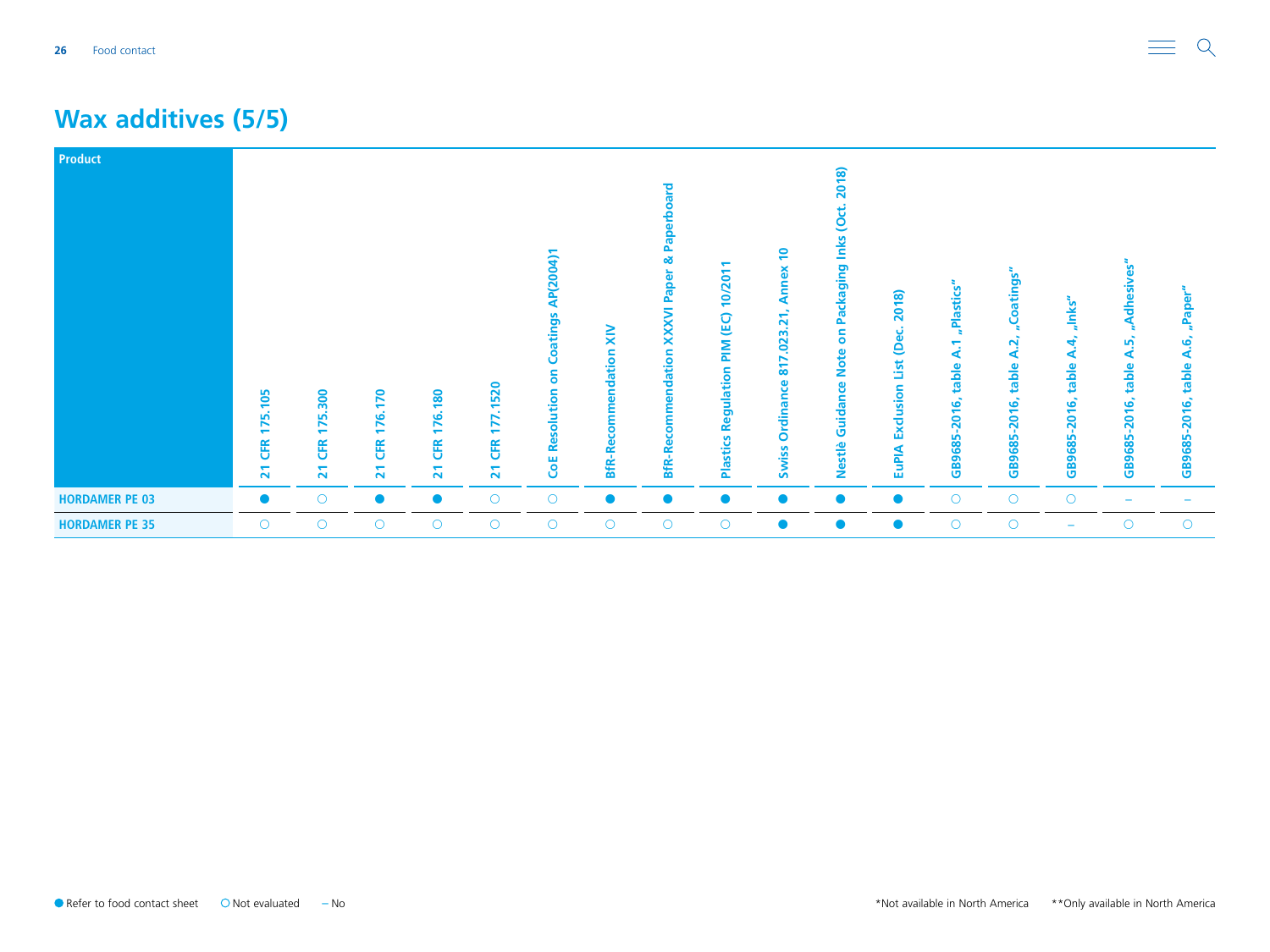## Wax additives (5/5)

| Product | 21 CFR 175.105 | 21 CFR 175.300 | 21 CFR 176.170 | 21 CFR 176.180 | 21 CFR 177.1520 | CoE Resolution on Coatings AP(2004)1 | BfR-Recommendation XIV | BfR-Recommendation XXXVI Paper & Paperboard | Plastics Regulation PIM (EC) 10/2011 | Swiss Ordinance 817.023.21, Annex 10 | Nestlè Guidance Note on Packaging Inks (Oct. 2018) | EuPIA Exclusion List (Dec. 2018) | GB9685-2016, table A.1 „Plastics" | GB9685-2016, table A.2, „Coatings" | GB9685-2016, table A.4, „Inks" | GB9685-2016, table A.5, „Adhesives" | GB9685-2016, table A.6, „Paper" |
|---|---|---|---|---|---|---|---|---|---|---|---|---|---|---|---|---|---|
| HORDAMER PE 03 | ● | ○ | ● | ● | ○ | ○ | ● | ● | ● | ● | ● | ● | ○ | ○ | ○ | – | – |
| HORDAMER PE 35 | ○ | ○ | ○ | ○ | ○ | ○ | ○ | ○ | ○ | ● | ● | ● | ○ | ○ | – | ○ | ○ |

● Refer to food contact sheet ○ Not evaluated – No

*Not available in North America **Only available in North America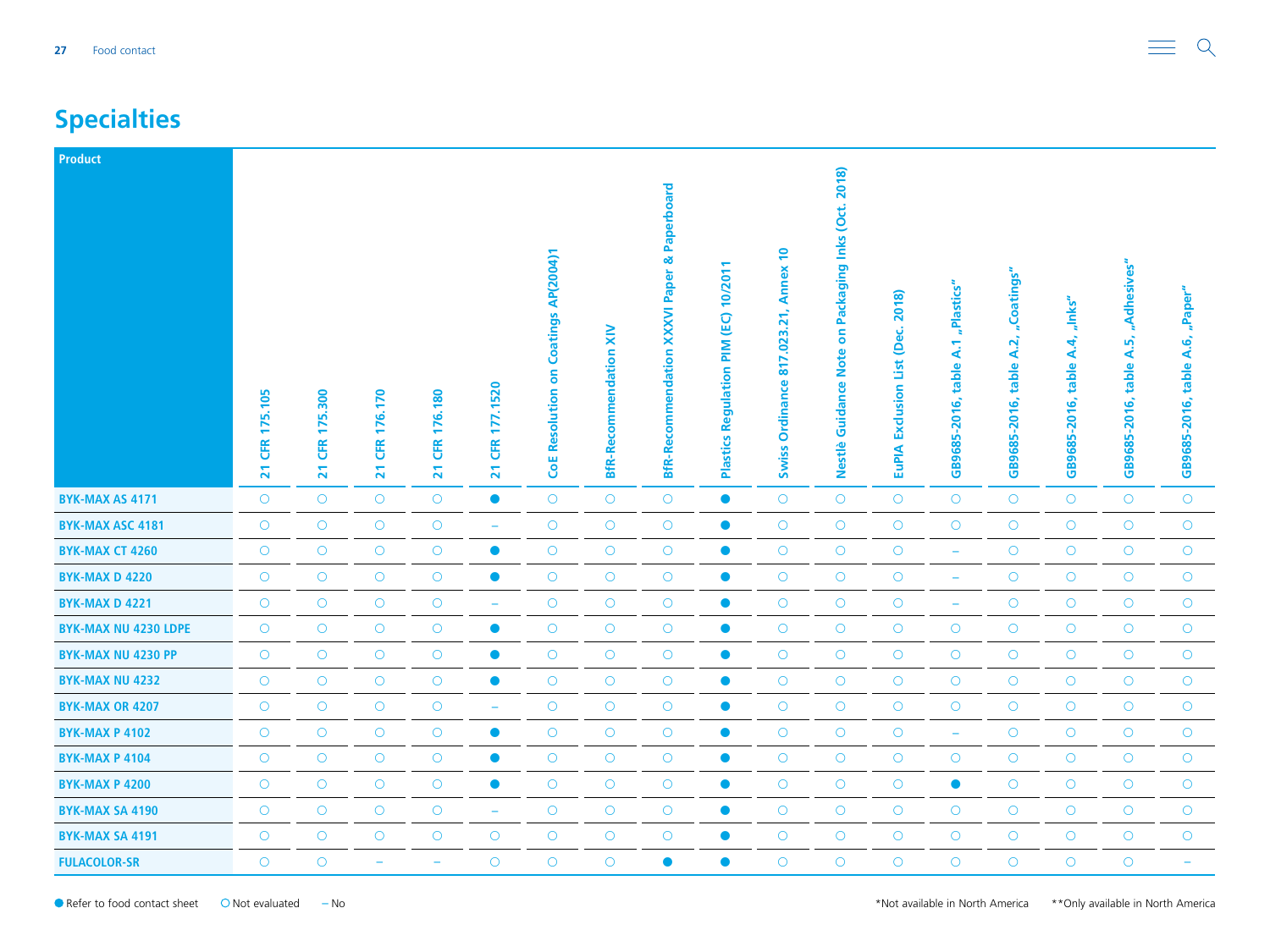## Specialties

| Product | 21 CFR 175.105 | 21 CFR 175.300 | 21 CFR 176.170 | 21 CFR 176.180 | 21 CFR 177.1520 | CoE Resolution on Coatings AP(2004)1 | BfR-Recommendation XIV | BfR-Recommendation XXXVI Paper & Paperboard | Plastics Regulation PIM (EC) 10/2011 | Swiss Ordinance 817.023.21, Annex 10 | Nestlè Guidance Note on Packaging Inks (Oct. 2018) | EuPIA Exclusion List (Dec. 2018) | GB9685-2016, table A.1 „Plastics" | GB9685-2016, table A.2, „Coatings" | GB9685-2016, table A.4, „Inks" | GB9685-2016, table A.5, „Adhesives" | GB9685-2016, table A.6, „Paper" |
|---|---|---|---|---|---|---|---|---|---|---|---|---|---|---|---|---|---|
| BYK-MAX AS 4171 | ○ | ○ | ○ | ○ | ● | ○ | ○ | ○ | ● | ○ | ○ | ○ | ○ | ○ | ○ | ○ | ○ |
| BYK-MAX ASC 4181 | ○ | ○ | ○ | ○ | – | ○ | ○ | ○ | ● | ○ | ○ | ○ | ○ | ○ | ○ | ○ | ○ |
| BYK-MAX CT 4260 | ○ | ○ | ○ | ○ | ● | ○ | ○ | ○ | ● | ○ | ○ | ○ | – | ○ | ○ | ○ | ○ |
| BYK-MAX D 4220 | ○ | ○ | ○ | ○ | ● | ○ | ○ | ○ | ● | ○ | ○ | ○ | – | ○ | ○ | ○ | ○ |
| BYK-MAX D 4221 | ○ | ○ | ○ | ○ | – | ○ | ○ | ○ | ● | ○ | ○ | ○ | – | ○ | ○ | ○ | ○ |
| BYK-MAX NU 4230 LDPE | ○ | ○ | ○ | ○ | ● | ○ | ○ | ○ | ● | ○ | ○ | ○ | ○ | ○ | ○ | ○ | ○ |
| BYK-MAX NU 4230 PP | ○ | ○ | ○ | ○ | ● | ○ | ○ | ○ | ● | ○ | ○ | ○ | ○ | ○ | ○ | ○ | ○ |
| BYK-MAX NU 4232 | ○ | ○ | ○ | ○ | ● | ○ | ○ | ○ | ● | ○ | ○ | ○ | ○ | ○ | ○ | ○ | ○ |
| BYK-MAX OR 4207 | ○ | ○ | ○ | ○ | – | ○ | ○ | ○ | ● | ○ | ○ | ○ | ○ | ○ | ○ | ○ | ○ |
| BYK-MAX P 4102 | ○ | ○ | ○ | ○ | ● | ○ | ○ | ○ | ● | ○ | ○ | ○ | – | ○ | ○ | ○ | ○ |
| BYK-MAX P 4104 | ○ | ○ | ○ | ○ | ● | ○ | ○ | ○ | ● | ○ | ○ | ○ | ○ | ○ | ○ | ○ | ○ |
| BYK-MAX P 4200 | ○ | ○ | ○ | ○ | ● | ○ | ○ | ○ | ● | ○ | ○ | ○ | ● | ○ | ○ | ○ | ○ |
| BYK-MAX SA 4190 | ○ | ○ | ○ | ○ | – | ○ | ○ | ○ | ● | ○ | ○ | ○ | ○ | ○ | ○ | ○ | ○ |
| BYK-MAX SA 4191 | ○ | ○ | ○ | ○ | ○ | ○ | ○ | ○ | ● | ○ | ○ | ○ | ○ | ○ | ○ | ○ | ○ |
| FULACOLOR-SR | ○ | ○ | – | – | ○ | ○ | ○ | ● | ● | ○ | ○ | ○ | ○ | ○ | ○ | ○ | – |

● Refer to food contact sheet ○ Not evaluated – No

*Not available in North America **Only available in North America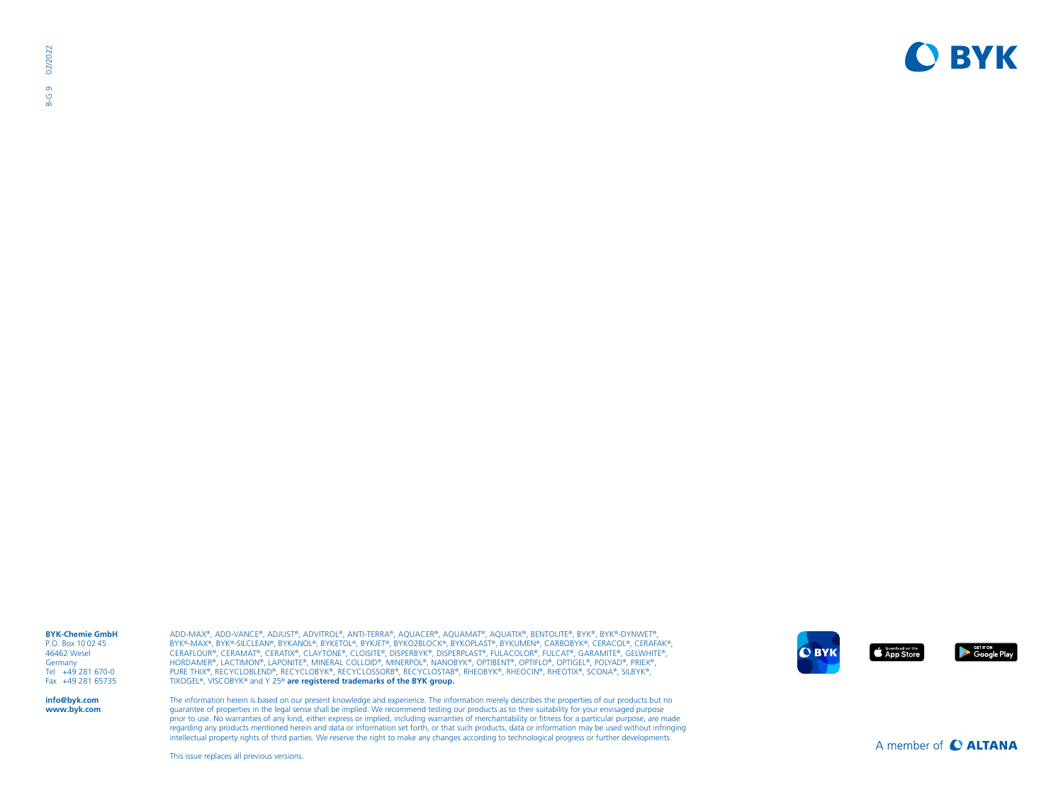B-G 9 02/2022

**BYK-Chemie GmbH**
P.O. Box 10 02 45
46462 Wesel
Germany
Tel +49 281 670-0
Fax +49 281 65735

**info@byk.com**
**www.byk.com**

ADD-MAX®, ADD-VANCE®, ADJUST®, ADVITROL®, ANTI-TERRA®, AQUACER®, AQUAMAT®, AQUATIX®, BENTOLITE®, BYK®, BYK®-DYNWET®, BYK®-MAX®, BYK®-SILCLEAN®, BYKANOL®, BYKETOL®, BYKJET®, BYKO2BLOCK®, BYKOPLAST®, BYKUMEN®, CARBOBYK®, CERACOL®, CERAFAK®, CERAFLOUR®, CERAMAT®, CERATIX®, CLAYTONE®, CLOISITE®, DISPERBYK®, DISPERPLAST®, FULACOLOR®, FULCAT®, GARAMITE®, GELWHITE®, HORDAMER®, LACTIMON®, LAPONITE®, MINERAL COLLOID®, MINERPOL®, NANOBYK®, OPTIBENT®, OPTIFLO®, OPTIGEL®, POLYAD®, PRIEX®, PURE THIX®, RECYCLOBLEND®, RECYCLOBYK®, RECYCLOSSORB®, RECYCLOSTAB®, RHEOBYK®, RHEOCIN®, RHEOTIX®, SCONA®, SILBYK®, TIXOGEL®, VISCOBYK® and Y 25® **are registered trademarks of the BYK group.**

The information herein is based on our present knowledge and experience. The information merely describes the properties of our products but no guarantee of properties in the legal sense shall be implied. We recommend testing our products as to their suitability for your envisaged purpose prior to use. No warranties of any kind, either express or implied, including warranties of merchantability or fitness for a particular purpose, are made regarding any products mentioned herein and data or information set forth, or that such products, data or information may be used without infringing intellectual property rights of third parties. We reserve the right to make any changes according to technological progress or further developments.

This issue replaces all previous versions.

A member of ALTANA